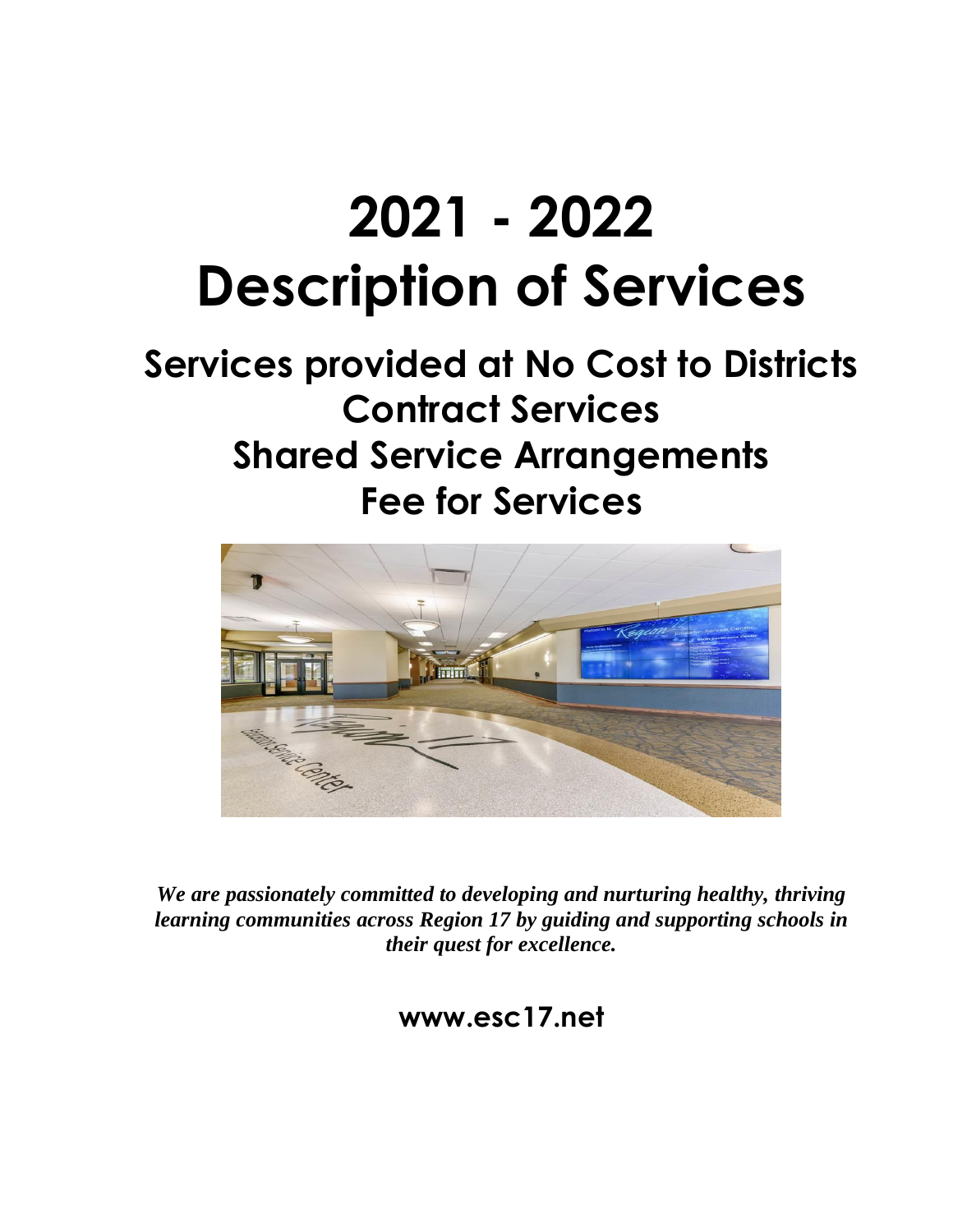# 2021 - 2022
# Description of Services

## Services provided at No Cost to Districts
## Contract Services
## Shared Service Arrangements
## Fee for Services

***We are passionately committed to developing and nurturing healthy, thriving learning communities across Region 17 by guiding and supporting schools in their quest for excellence.***

**www.esc17.net**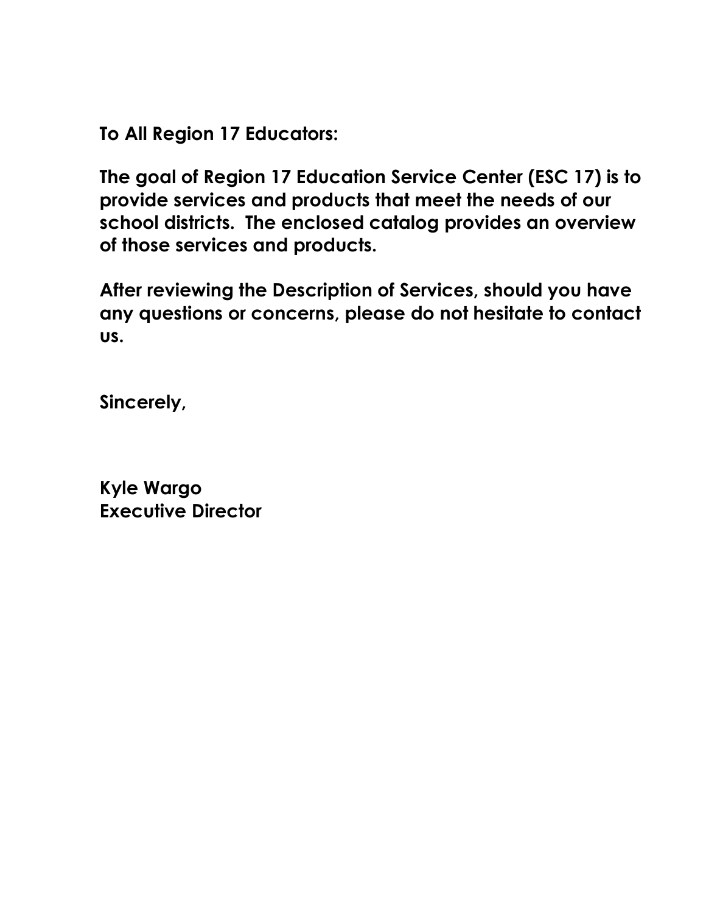**To All Region 17 Educators:**

**The goal of Region 17 Education Service Center (ESC 17) is to provide services and products that meet the needs of our school districts. The enclosed catalog provides an overview of those services and products.**

**After reviewing the Description of Services, should you have any questions or concerns, please do not hesitate to contact us.**

**Sincerely,**

**Kyle Wargo**
**Executive Director**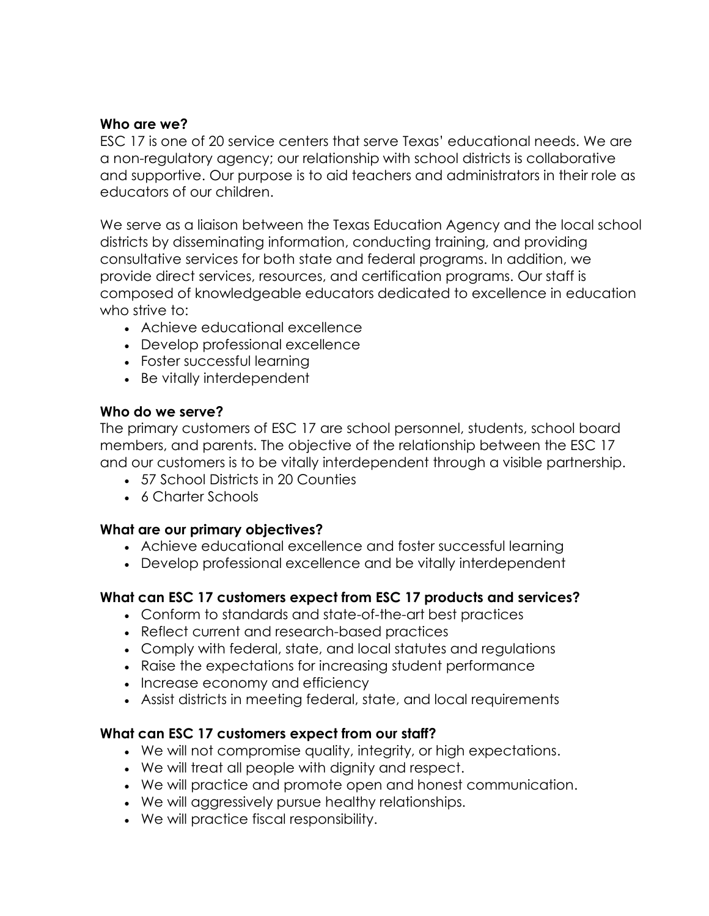**Who are we?**

ESC 17 is one of 20 service centers that serve Texas' educational needs. We are a non-regulatory agency; our relationship with school districts is collaborative and supportive. Our purpose is to aid teachers and administrators in their role as educators of our children.

We serve as a liaison between the Texas Education Agency and the local school districts by disseminating information, conducting training, and providing consultative services for both state and federal programs. In addition, we provide direct services, resources, and certification programs. Our staff is composed of knowledgeable educators dedicated to excellence in education who strive to:

- Achieve educational excellence
- Develop professional excellence
- Foster successful learning
- Be vitally interdependent

**Who do we serve?**

The primary customers of ESC 17 are school personnel, students, school board members, and parents. The objective of the relationship between the ESC 17 and our customers is to be vitally interdependent through a visible partnership.

- 57 School Districts in 20 Counties
- 6 Charter Schools

**What are our primary objectives?**

- Achieve educational excellence and foster successful learning
- Develop professional excellence and be vitally interdependent

**What can ESC 17 customers expect from ESC 17 products and services?**

- Conform to standards and state-of-the-art best practices
- Reflect current and research-based practices
- Comply with federal, state, and local statutes and regulations
- Raise the expectations for increasing student performance
- Increase economy and efficiency
- Assist districts in meeting federal, state, and local requirements

**What can ESC 17 customers expect from our staff?**

- We will not compromise quality, integrity, or high expectations.
- We will treat all people with dignity and respect.
- We will practice and promote open and honest communication.
- We will aggressively pursue healthy relationships.
- We will practice fiscal responsibility.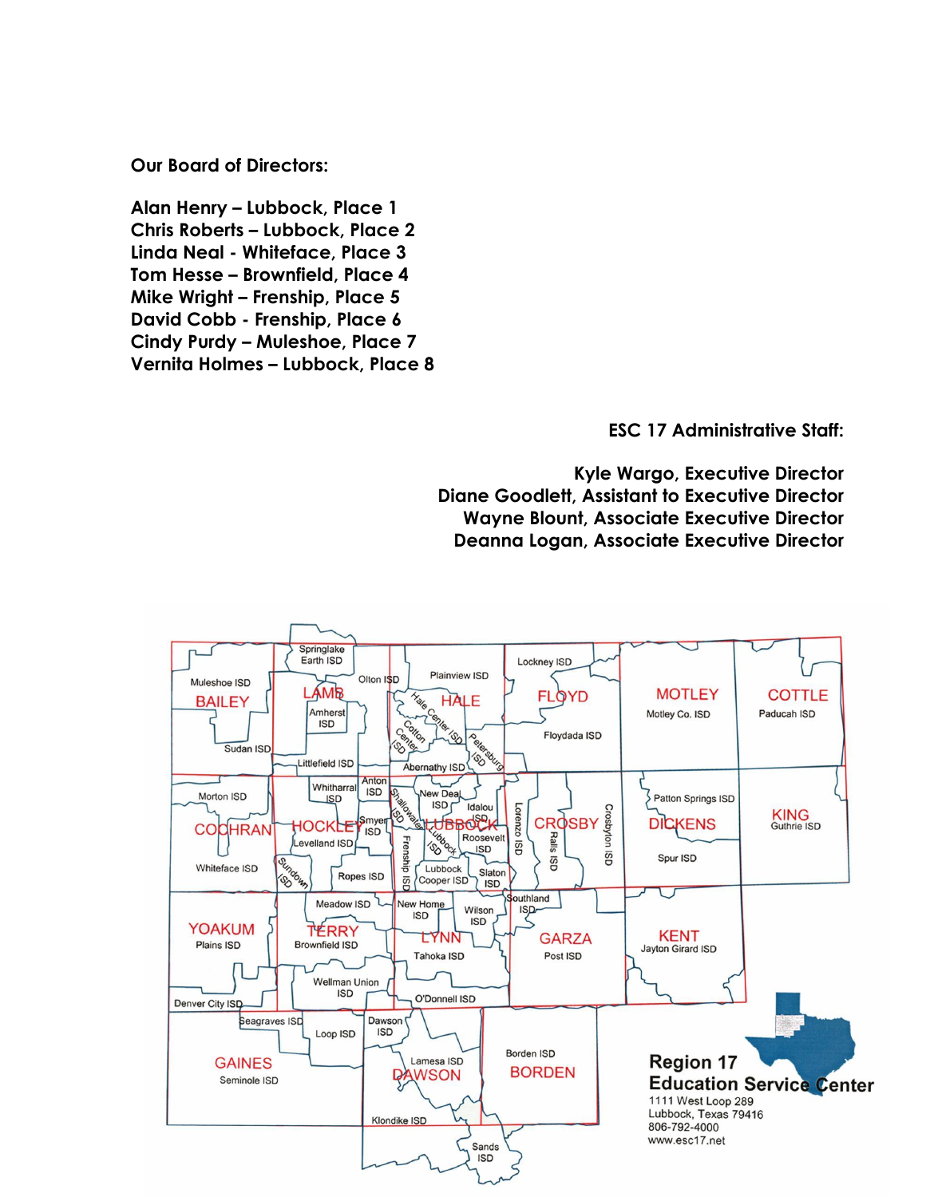**Our Board of Directors:**

**Alan Henry – Lubbock, Place 1**
**Chris Roberts – Lubbock, Place 2**
**Linda Neal - Whiteface, Place 3**
**Tom Hesse – Brownfield, Place 4**
**Mike Wright – Frenship, Place 5**
**David Cobb - Frenship, Place 6**
**Cindy Purdy – Muleshoe, Place 7**
**Vernita Holmes – Lubbock, Place 8**

**ESC 17 Administrative Staff:**

**Kyle Wargo, Executive Director**
**Diane Goodlett, Assistant to Executive Director**
**Wayne Blount, Associate Executive Director**
**Deanna Logan, Associate Executive Director**

Region 17 Education Service Center
1111 West Loop 289
Lubbock, Texas 79416
806-792-4000
www.esc17.net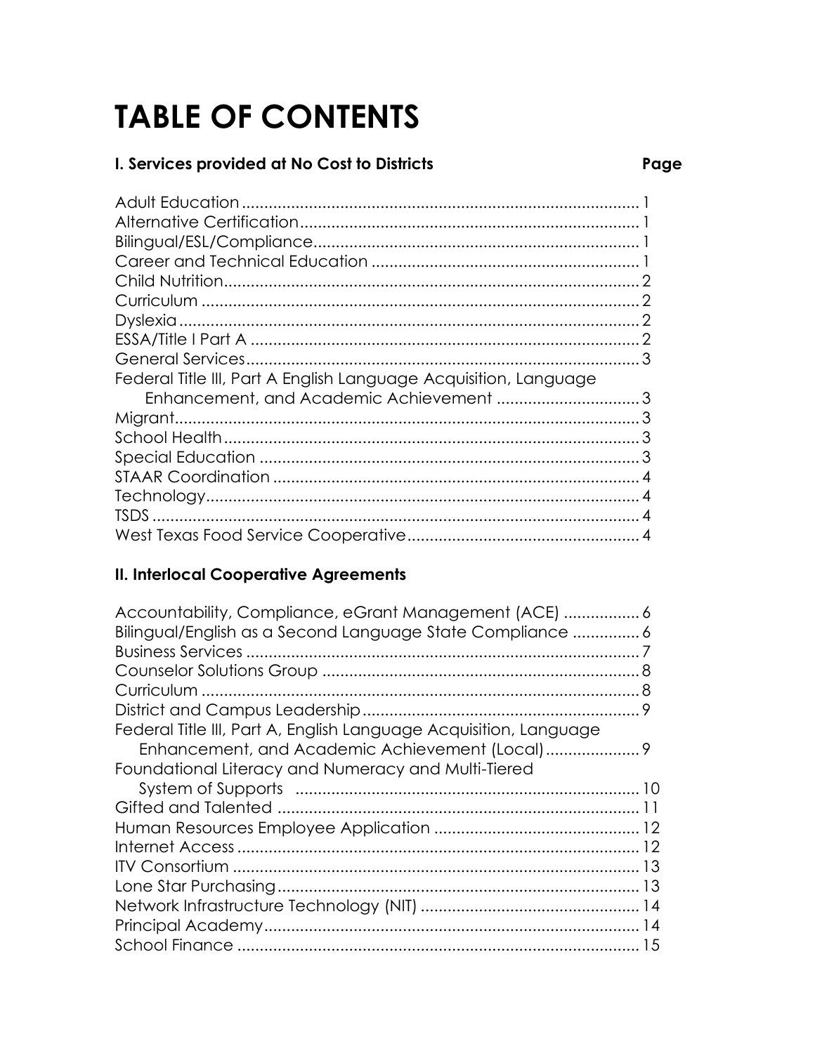# TABLE OF CONTENTS

### I. Services provided at No Cost to Districts

| Service | Page |
|---|---|
| Adult Education | 1 |
| Alternative Certification | 1 |
| Bilingual/ESL/Compliance | 1 |
| Career and Technical Education | 1 |
| Child Nutrition | 2 |
| Curriculum | 2 |
| Dyslexia | 2 |
| ESSA/Title I Part A | 2 |
| General Services | 3 |
| Federal Title III, Part A English Language Acquisition, Language Enhancement, and Academic Achievement | 3 |
| Migrant | 3 |
| School Health | 3 |
| Special Education | 3 |
| STAAR Coordination | 4 |
| Technology | 4 |
| TSDS | 4 |
| West Texas Food Service Cooperative | 4 |

### II. Interlocal Cooperative Agreements

| Service | Page |
|---|---|
| Accountability, Compliance, eGrant Management (ACE) | 6 |
| Bilingual/English as a Second Language State Compliance | 6 |
| Business Services | 7 |
| Counselor Solutions Group | 8 |
| Curriculum | 8 |
| District and Campus Leadership | 9 |
| Federal Title III, Part A, English Language Acquisition, Language Enhancement, and Academic Achievement (Local) | 9 |
| Foundational Literacy and Numeracy and Multi-Tiered System of Supports | 10 |
| Gifted and Talented | 11 |
| Human Resources Employee Application | 12 |
| Internet Access | 12 |
| ITV Consortium | 13 |
| Lone Star Purchasing | 13 |
| Network Infrastructure Technology (NIT) | 14 |
| Principal Academy | 14 |
| School Finance | 15 |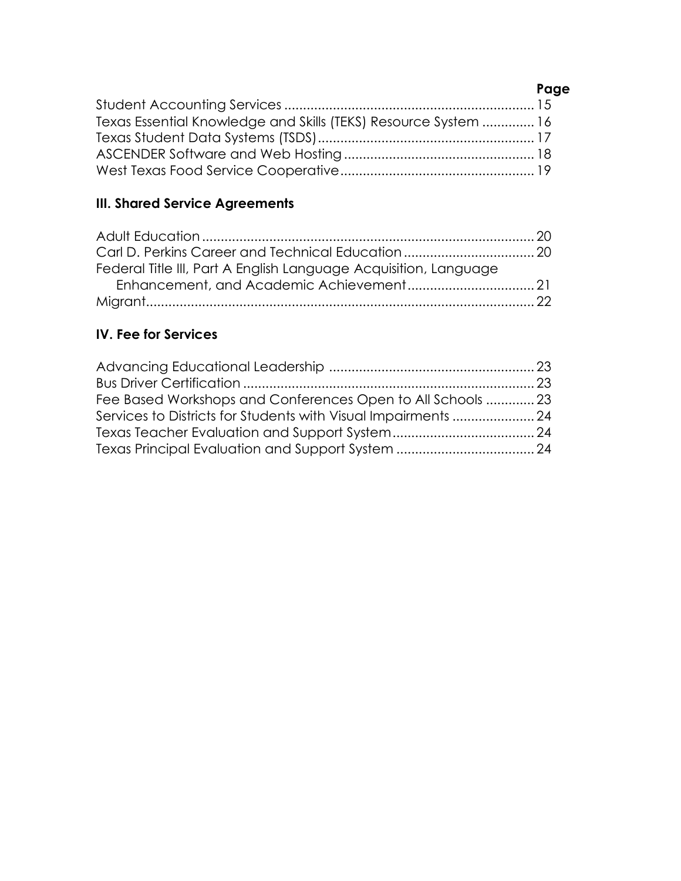| | Page |
|---|---|
| Student Accounting Services | 15 |
| Texas Essential Knowledge and Skills (TEKS) Resource System | 16 |
| Texas Student Data Systems (TSDS) | 17 |
| ASCENDER Software and Web Hosting | 18 |
| West Texas Food Service Cooperative | 19 |

### III. Shared Service Agreements

| | |
|---|---|
| Adult Education | 20 |
| Carl D. Perkins Career and Technical Education | 20 |
| Federal Title III, Part A English Language Acquisition, Language Enhancement, and Academic Achievement | 21 |
| Migrant | 22 |

### IV. Fee for Services

| | |
|---|---|
| Advancing Educational Leadership | 23 |
| Bus Driver Certification | 23 |
| Fee Based Workshops and Conferences Open to All Schools | 23 |
| Services to Districts for Students with Visual Impairments | 24 |
| Texas Teacher Evaluation and Support System | 24 |
| Texas Principal Evaluation and Support System | 24 |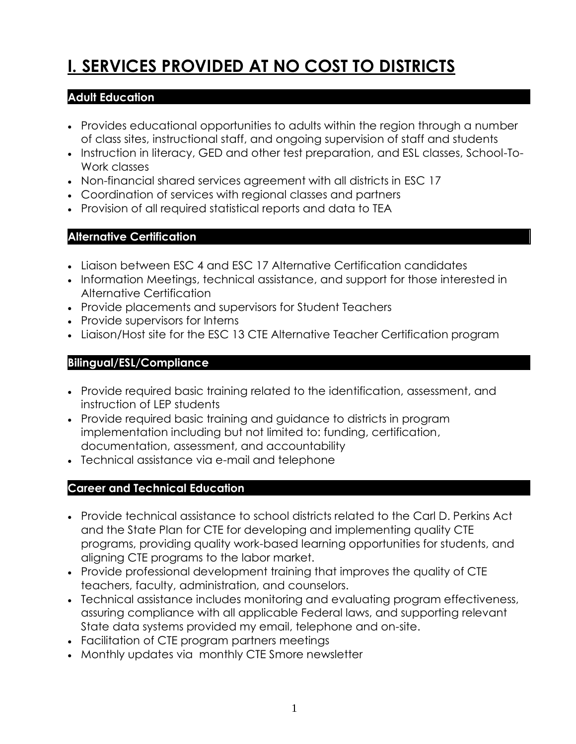# I. SERVICES PROVIDED AT NO COST TO DISTRICTS

### Adult Education

- Provides educational opportunities to adults within the region through a number of class sites, instructional staff, and ongoing supervision of staff and students
- Instruction in literacy, GED and other test preparation, and ESL classes, School-To-Work classes
- Non-financial shared services agreement with all districts in ESC 17
- Coordination of services with regional classes and partners
- Provision of all required statistical reports and data to TEA

### Alternative Certification

- Liaison between ESC 4 and ESC 17 Alternative Certification candidates
- Information Meetings, technical assistance, and support for those interested in Alternative Certification
- Provide placements and supervisors for Student Teachers
- Provide supervisors for Interns
- Liaison/Host site for the ESC 13 CTE Alternative Teacher Certification program

### Bilingual/ESL/Compliance

- Provide required basic training related to the identification, assessment, and instruction of LEP students
- Provide required basic training and guidance to districts in program implementation including but not limited to: funding, certification, documentation, assessment, and accountability
- Technical assistance via e-mail and telephone

### Career and Technical Education

- Provide technical assistance to school districts related to the Carl D. Perkins Act and the State Plan for CTE for developing and implementing quality CTE programs, providing quality work-based learning opportunities for students, and aligning CTE programs to the labor market.
- Provide professional development training that improves the quality of CTE teachers, faculty, administration, and counselors.
- Technical assistance includes monitoring and evaluating program effectiveness, assuring compliance with all applicable Federal laws, and supporting relevant State data systems provided my email, telephone and on-site.
- Facilitation of CTE program partners meetings
- Monthly updates via monthly CTE Smore newsletter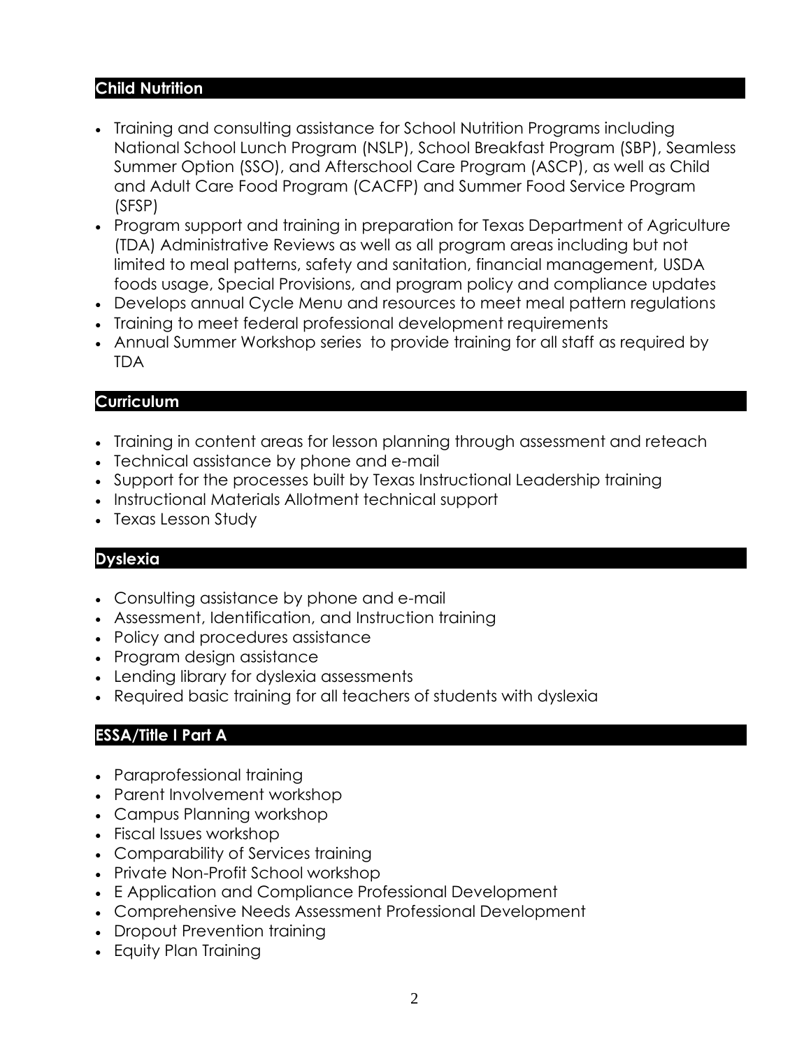## Child Nutrition

- Training and consulting assistance for School Nutrition Programs including National School Lunch Program (NSLP), School Breakfast Program (SBP), Seamless Summer Option (SSO), and Afterschool Care Program (ASCP), as well as Child and Adult Care Food Program (CACFP) and Summer Food Service Program (SFSP)
- Program support and training in preparation for Texas Department of Agriculture (TDA) Administrative Reviews as well as all program areas including but not limited to meal patterns, safety and sanitation, financial management, USDA foods usage, Special Provisions, and program policy and compliance updates
- Develops annual Cycle Menu and resources to meet meal pattern regulations
- Training to meet federal professional development requirements
- Annual Summer Workshop series to provide training for all staff as required by TDA

## Curriculum

- Training in content areas for lesson planning through assessment and reteach
- Technical assistance by phone and e-mail
- Support for the processes built by Texas Instructional Leadership training
- Instructional Materials Allotment technical support
- Texas Lesson Study

## Dyslexia

- Consulting assistance by phone and e-mail
- Assessment, Identification, and Instruction training
- Policy and procedures assistance
- Program design assistance
- Lending library for dyslexia assessments
- Required basic training for all teachers of students with dyslexia

## ESSA/Title I Part A

- Paraprofessional training
- Parent Involvement workshop
- Campus Planning workshop
- Fiscal Issues workshop
- Comparability of Services training
- Private Non-Profit School workshop
- E Application and Compliance Professional Development
- Comprehensive Needs Assessment Professional Development
- Dropout Prevention training
- Equity Plan Training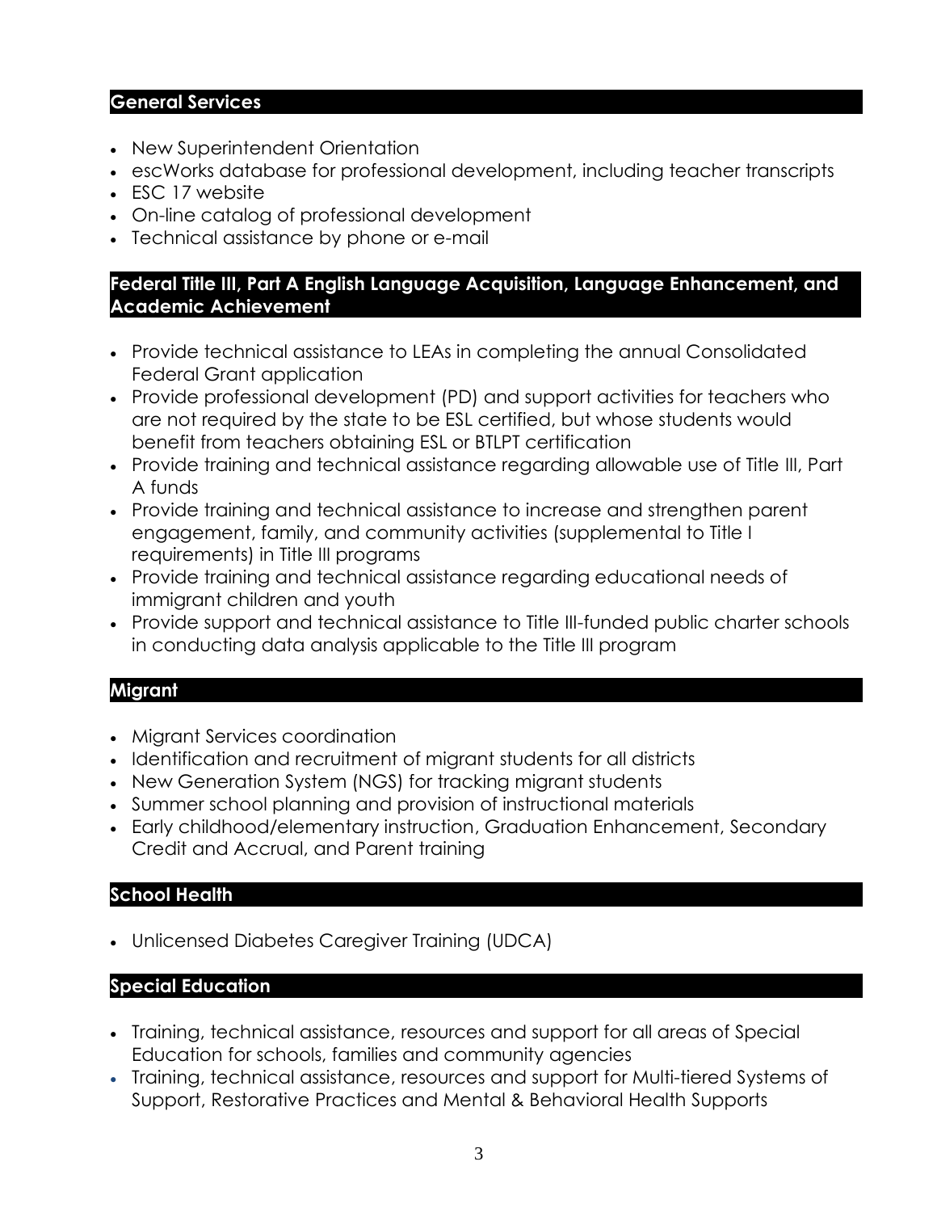## General Services

- New Superintendent Orientation
- escWorks database for professional development, including teacher transcripts
- ESC 17 website
- On-line catalog of professional development
- Technical assistance by phone or e-mail

## Federal Title III, Part A English Language Acquisition, Language Enhancement, and Academic Achievement

- Provide technical assistance to LEAs in completing the annual Consolidated Federal Grant application
- Provide professional development (PD) and support activities for teachers who are not required by the state to be ESL certified, but whose students would benefit from teachers obtaining ESL or BTLPT certification
- Provide training and technical assistance regarding allowable use of Title III, Part A funds
- Provide training and technical assistance to increase and strengthen parent engagement, family, and community activities (supplemental to Title I requirements) in Title III programs
- Provide training and technical assistance regarding educational needs of immigrant children and youth
- Provide support and technical assistance to Title III-funded public charter schools in conducting data analysis applicable to the Title III program

## Migrant

- Migrant Services coordination
- Identification and recruitment of migrant students for all districts
- New Generation System (NGS) for tracking migrant students
- Summer school planning and provision of instructional materials
- Early childhood/elementary instruction, Graduation Enhancement, Secondary Credit and Accrual, and Parent training

## School Health

- Unlicensed Diabetes Caregiver Training (UDCA)

## Special Education

- Training, technical assistance, resources and support for all areas of Special Education for schools, families and community agencies
- Training, technical assistance, resources and support for Multi-tiered Systems of Support, Restorative Practices and Mental & Behavioral Health Supports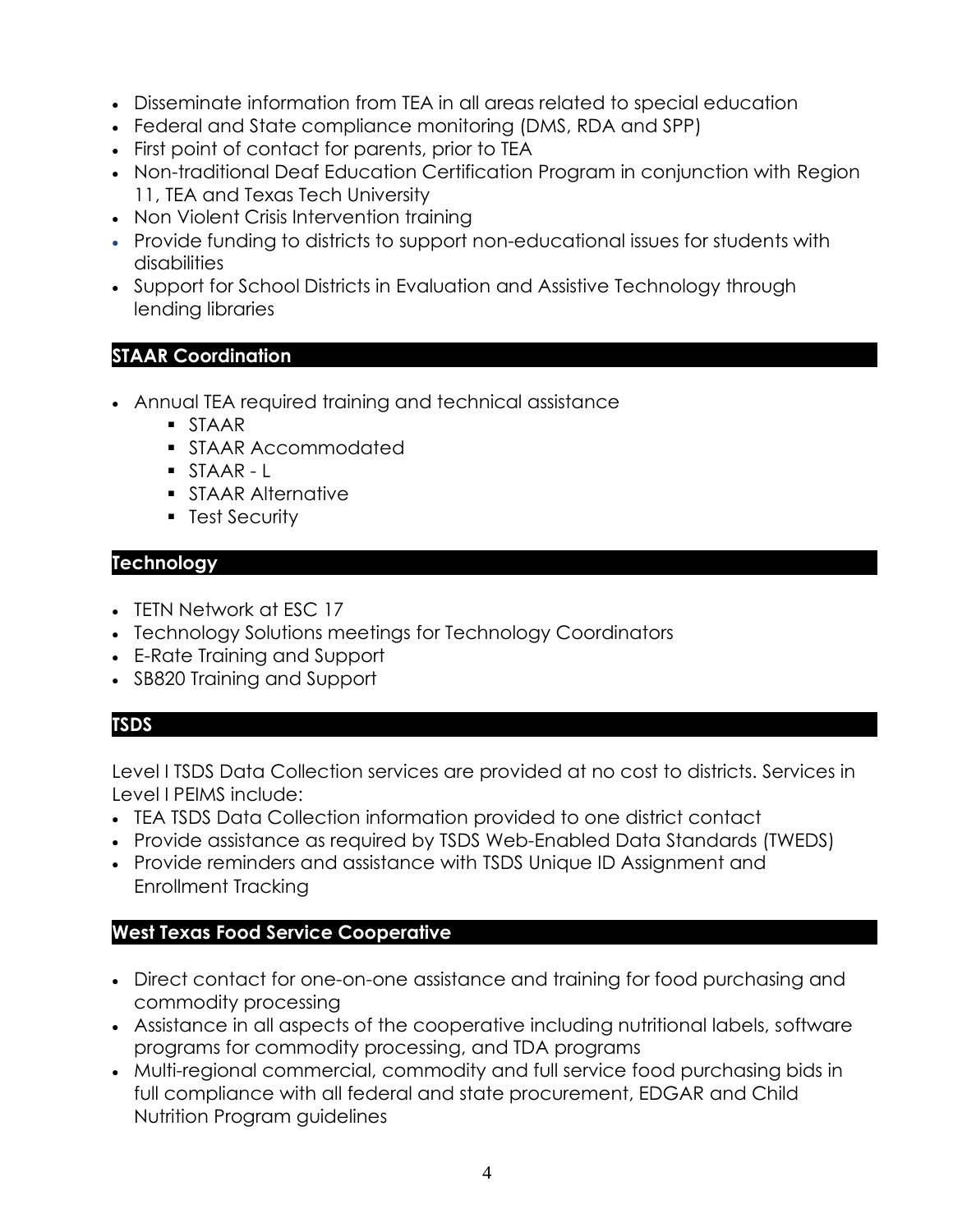- Disseminate information from TEA in all areas related to special education
- Federal and State compliance monitoring (DMS, RDA and SPP)
- First point of contact for parents, prior to TEA
- Non-traditional Deaf Education Certification Program in conjunction with Region 11, TEA and Texas Tech University
- Non Violent Crisis Intervention training
- Provide funding to districts to support non-educational issues for students with disabilities
- Support for School Districts in Evaluation and Assistive Technology through lending libraries

## STAAR Coordination

- Annual TEA required training and technical assistance
  - STAAR
  - STAAR Accommodated
  - STAAR - L
  - STAAR Alternative
  - Test Security

## Technology

- TETN Network at ESC 17
- Technology Solutions meetings for Technology Coordinators
- E-Rate Training and Support
- SB820 Training and Support

## TSDS

Level I TSDS Data Collection services are provided at no cost to districts. Services in Level I PEIMS include:

- TEA TSDS Data Collection information provided to one district contact
- Provide assistance as required by TSDS Web-Enabled Data Standards (TWEDS)
- Provide reminders and assistance with TSDS Unique ID Assignment and Enrollment Tracking

## West Texas Food Service Cooperative

- Direct contact for one-on-one assistance and training for food purchasing and commodity processing
- Assistance in all aspects of the cooperative including nutritional labels, software programs for commodity processing, and TDA programs
- Multi-regional commercial, commodity and full service food purchasing bids in full compliance with all federal and state procurement, EDGAR and Child Nutrition Program guidelines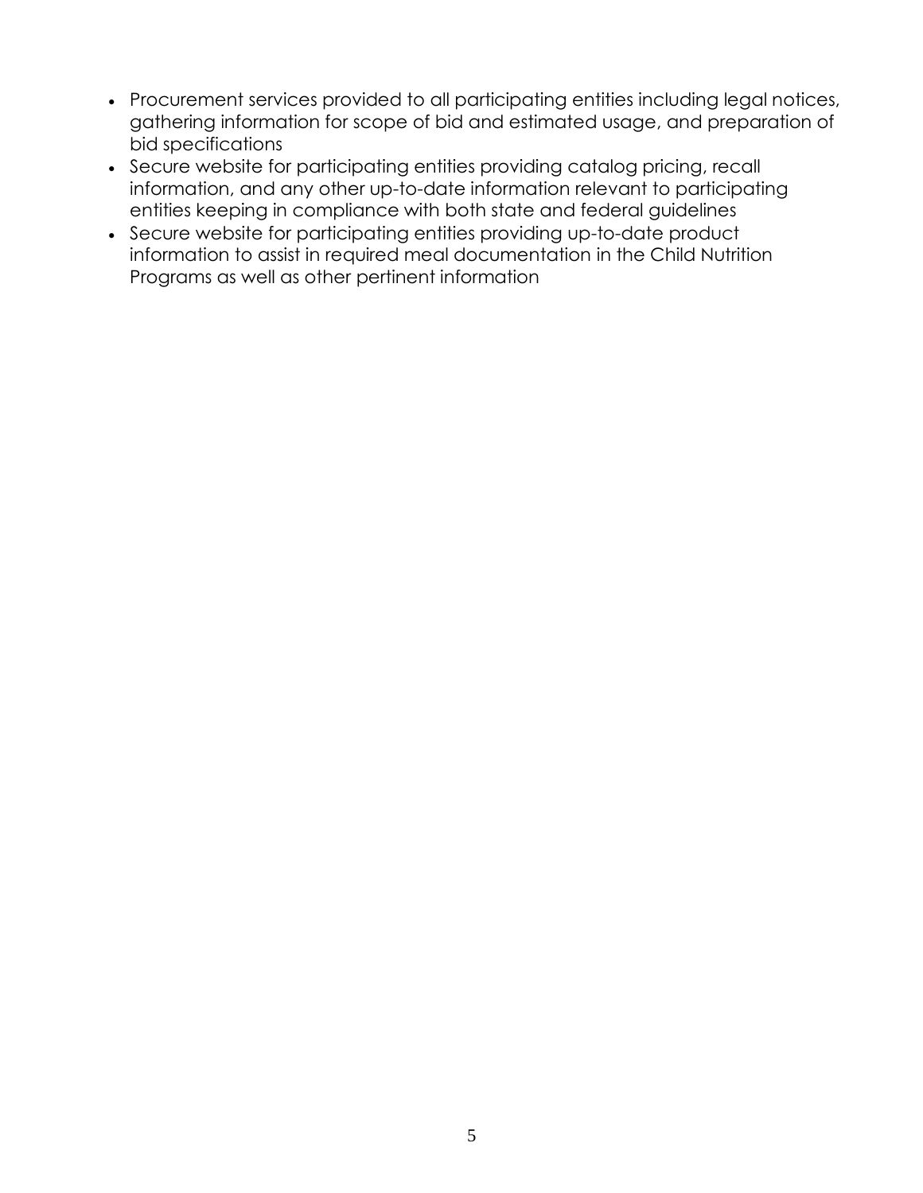- Procurement services provided to all participating entities including legal notices, gathering information for scope of bid and estimated usage, and preparation of bid specifications
- Secure website for participating entities providing catalog pricing, recall information, and any other up-to-date information relevant to participating entities keeping in compliance with both state and federal guidelines
- Secure website for participating entities providing up-to-date product information to assist in required meal documentation in the Child Nutrition Programs as well as other pertinent information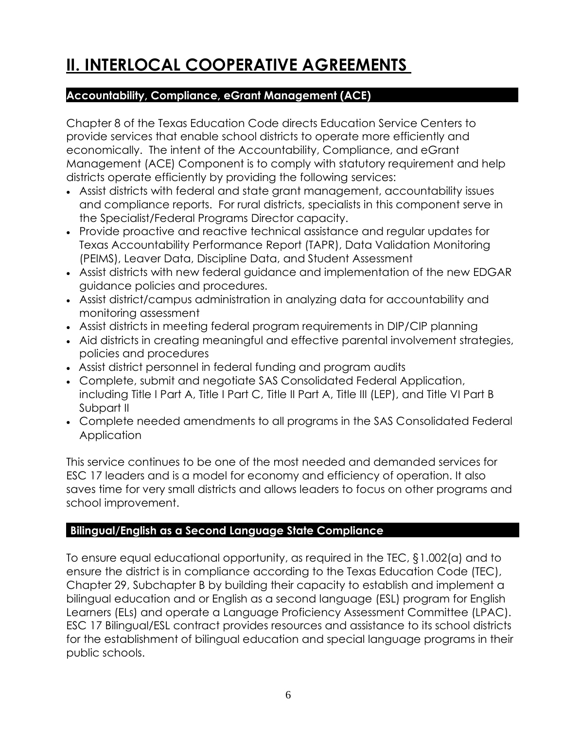# II. INTERLOCAL COOPERATIVE AGREEMENTS

### Accountability, Compliance, eGrant Management (ACE)

Chapter 8 of the Texas Education Code directs Education Service Centers to provide services that enable school districts to operate more efficiently and economically. The intent of the Accountability, Compliance, and eGrant Management (ACE) Component is to comply with statutory requirement and help districts operate efficiently by providing the following services:

- Assist districts with federal and state grant management, accountability issues and compliance reports. For rural districts, specialists in this component serve in the Specialist/Federal Programs Director capacity.
- Provide proactive and reactive technical assistance and regular updates for Texas Accountability Performance Report (TAPR), Data Validation Monitoring (PEIMS), Leaver Data, Discipline Data, and Student Assessment
- Assist districts with new federal guidance and implementation of the new EDGAR guidance policies and procedures.
- Assist district/campus administration in analyzing data for accountability and monitoring assessment
- Assist districts in meeting federal program requirements in DIP/CIP planning
- Aid districts in creating meaningful and effective parental involvement strategies, policies and procedures
- Assist district personnel in federal funding and program audits
- Complete, submit and negotiate SAS Consolidated Federal Application, including Title I Part A, Title I Part C, Title II Part A, Title III (LEP), and Title VI Part B Subpart II
- Complete needed amendments to all programs in the SAS Consolidated Federal Application

This service continues to be one of the most needed and demanded services for ESC 17 leaders and is a model for economy and efficiency of operation. It also saves time for very small districts and allows leaders to focus on other programs and school improvement.

### Bilingual/English as a Second Language State Compliance

To ensure equal educational opportunity, as required in the TEC, §1.002(a) and to ensure the district is in compliance according to the Texas Education Code (TEC), Chapter 29, Subchapter B by building their capacity to establish and implement a bilingual education and or English as a second language (ESL) program for English Learners (ELs) and operate a Language Proficiency Assessment Committee (LPAC). ESC 17 Bilingual/ESL contract provides resources and assistance to its school districts for the establishment of bilingual education and special language programs in their public schools.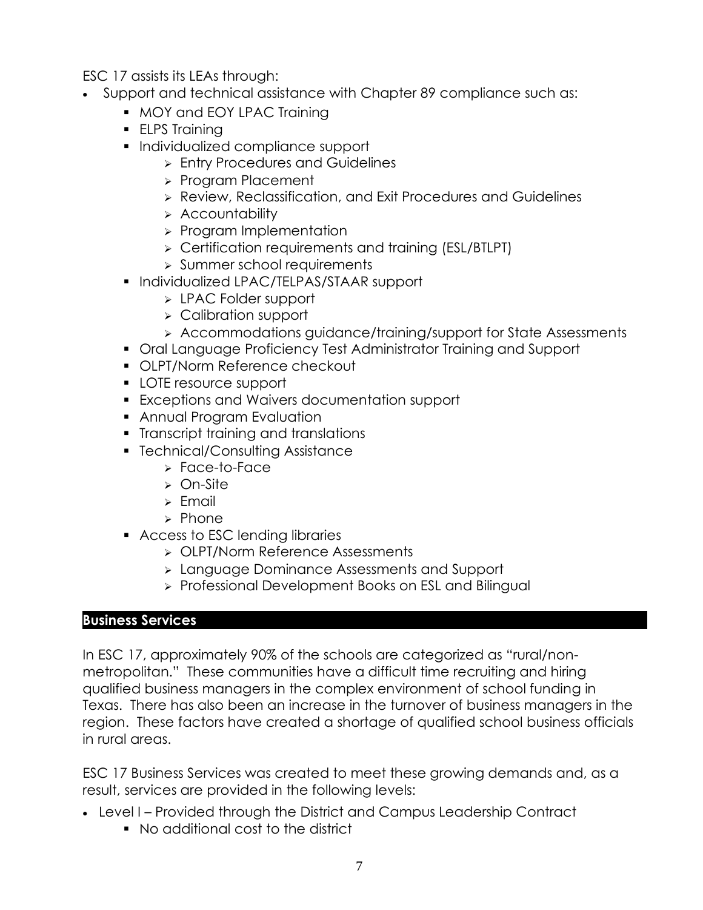ESC 17 assists its LEAs through:

- Support and technical assistance with Chapter 89 compliance such as:
  - MOY and EOY LPAC Training
  - ELPS Training
  - Individualized compliance support
    - Entry Procedures and Guidelines
    - Program Placement
    - Review, Reclassification, and Exit Procedures and Guidelines
    - Accountability
    - Program Implementation
    - Certification requirements and training (ESL/BTLPT)
    - Summer school requirements
  - Individualized LPAC/TELPAS/STAAR support
    - LPAC Folder support
    - Calibration support
    - Accommodations guidance/training/support for State Assessments
  - Oral Language Proficiency Test Administrator Training and Support
  - OLPT/Norm Reference checkout
  - LOTE resource support
  - Exceptions and Waivers documentation support
  - Annual Program Evaluation
  - Transcript training and translations
  - Technical/Consulting Assistance
    - Face-to-Face
    - On-Site
    - Email
    - Phone
  - Access to ESC lending libraries
    - OLPT/Norm Reference Assessments
    - Language Dominance Assessments and Support
    - Professional Development Books on ESL and Bilingual

## Business Services

In ESC 17, approximately 90% of the schools are categorized as "rural/non-metropolitan." These communities have a difficult time recruiting and hiring qualified business managers in the complex environment of school funding in Texas. There has also been an increase in the turnover of business managers in the region. These factors have created a shortage of qualified school business officials in rural areas.

ESC 17 Business Services was created to meet these growing demands and, as a result, services are provided in the following levels:

- Level I – Provided through the District and Campus Leadership Contract
  - No additional cost to the district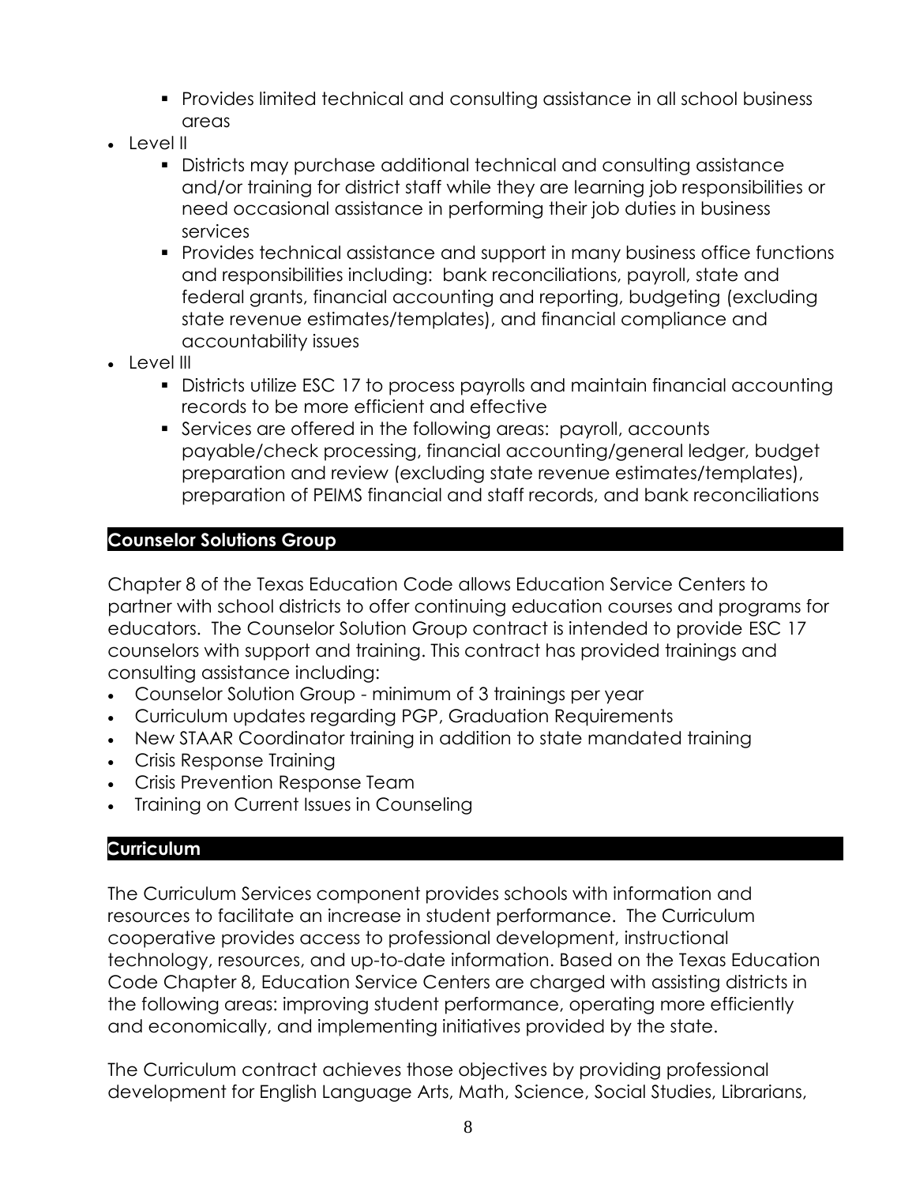- Provides limited technical and consulting assistance in all school business areas
- Level II
  - Districts may purchase additional technical and consulting assistance and/or training for district staff while they are learning job responsibilities or need occasional assistance in performing their job duties in business services
  - Provides technical assistance and support in many business office functions and responsibilities including: bank reconciliations, payroll, state and federal grants, financial accounting and reporting, budgeting (excluding state revenue estimates/templates), and financial compliance and accountability issues
- Level III
  - Districts utilize ESC 17 to process payrolls and maintain financial accounting records to be more efficient and effective
  - Services are offered in the following areas: payroll, accounts payable/check processing, financial accounting/general ledger, budget preparation and review (excluding state revenue estimates/templates), preparation of PEIMS financial and staff records, and bank reconciliations

## Counselor Solutions Group

Chapter 8 of the Texas Education Code allows Education Service Centers to partner with school districts to offer continuing education courses and programs for educators. The Counselor Solution Group contract is intended to provide ESC 17 counselors with support and training. This contract has provided trainings and consulting assistance including:

- Counselor Solution Group - minimum of 3 trainings per year
- Curriculum updates regarding PGP, Graduation Requirements
- New STAAR Coordinator training in addition to state mandated training
- Crisis Response Training
- Crisis Prevention Response Team
- Training on Current Issues in Counseling

## Curriculum

The Curriculum Services component provides schools with information and resources to facilitate an increase in student performance. The Curriculum cooperative provides access to professional development, instructional technology, resources, and up-to-date information. Based on the Texas Education Code Chapter 8, Education Service Centers are charged with assisting districts in the following areas: improving student performance, operating more efficiently and economically, and implementing initiatives provided by the state.

The Curriculum contract achieves those objectives by providing professional development for English Language Arts, Math, Science, Social Studies, Librarians,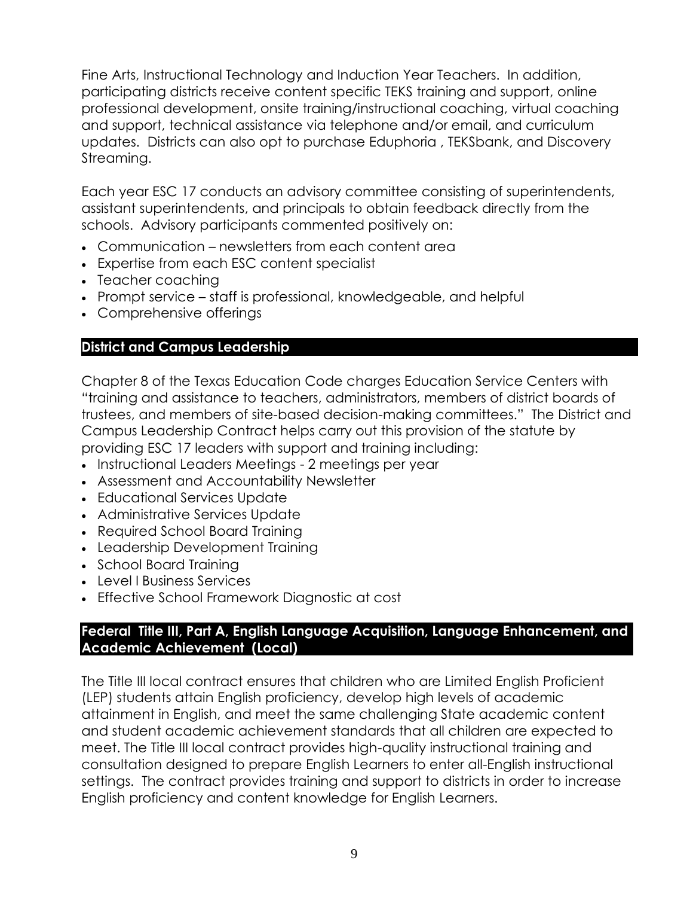Fine Arts, Instructional Technology and Induction Year Teachers. In addition, participating districts receive content specific TEKS training and support, online professional development, onsite training/instructional coaching, virtual coaching and support, technical assistance via telephone and/or email, and curriculum updates. Districts can also opt to purchase Eduphoria , TEKSbank, and Discovery Streaming.

Each year ESC 17 conducts an advisory committee consisting of superintendents, assistant superintendents, and principals to obtain feedback directly from the schools. Advisory participants commented positively on:

- Communication – newsletters from each content area
- Expertise from each ESC content specialist
- Teacher coaching
- Prompt service – staff is professional, knowledgeable, and helpful
- Comprehensive offerings

## District and Campus Leadership

Chapter 8 of the Texas Education Code charges Education Service Centers with "training and assistance to teachers, administrators, members of district boards of trustees, and members of site-based decision-making committees." The District and Campus Leadership Contract helps carry out this provision of the statute by providing ESC 17 leaders with support and training including:

- Instructional Leaders Meetings - 2 meetings per year
- Assessment and Accountability Newsletter
- Educational Services Update
- Administrative Services Update
- Required School Board Training
- Leadership Development Training
- School Board Training
- Level I Business Services
- Effective School Framework Diagnostic at cost

## Federal Title III, Part A, English Language Acquisition, Language Enhancement, and Academic Achievement (Local)

The Title III local contract ensures that children who are Limited English Proficient (LEP) students attain English proficiency, develop high levels of academic attainment in English, and meet the same challenging State academic content and student academic achievement standards that all children are expected to meet. The Title III local contract provides high-quality instructional training and consultation designed to prepare English Learners to enter all-English instructional settings. The contract provides training and support to districts in order to increase English proficiency and content knowledge for English Learners.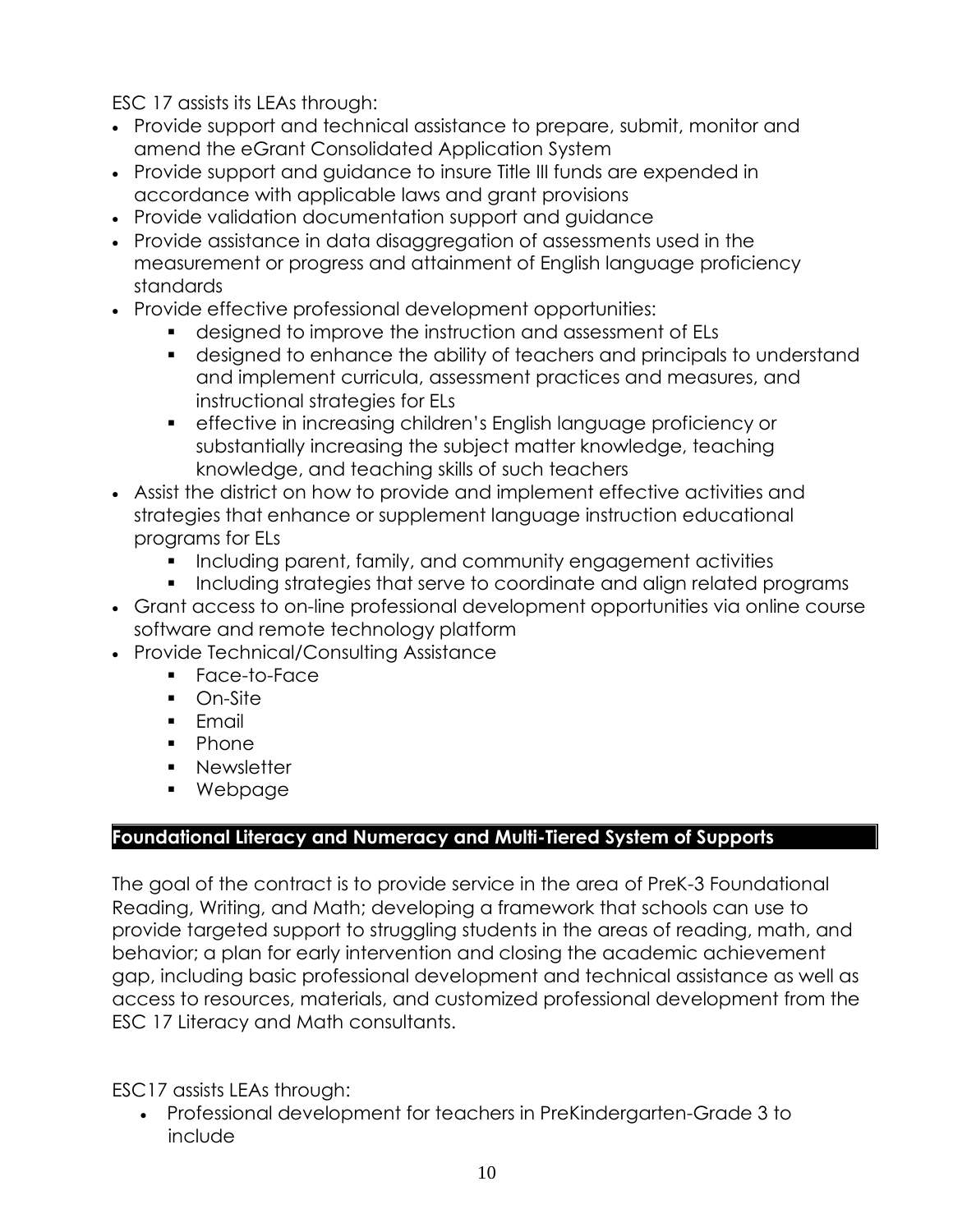ESC 17 assists its LEAs through:

- Provide support and technical assistance to prepare, submit, monitor and amend the eGrant Consolidated Application System
- Provide support and guidance to insure Title III funds are expended in accordance with applicable laws and grant provisions
- Provide validation documentation support and guidance
- Provide assistance in data disaggregation of assessments used in the measurement or progress and attainment of English language proficiency standards
- Provide effective professional development opportunities:
  - designed to improve the instruction and assessment of ELs
  - designed to enhance the ability of teachers and principals to understand and implement curricula, assessment practices and measures, and instructional strategies for ELs
  - effective in increasing children's English language proficiency or substantially increasing the subject matter knowledge, teaching knowledge, and teaching skills of such teachers
- Assist the district on how to provide and implement effective activities and strategies that enhance or supplement language instruction educational programs for ELs
  - Including parent, family, and community engagement activities
  - Including strategies that serve to coordinate and align related programs
- Grant access to on-line professional development opportunities via online course software and remote technology platform
- Provide Technical/Consulting Assistance
  - Face-to-Face
  - On-Site
  - Email
  - Phone
  - Newsletter
  - Webpage

## Foundational Literacy and Numeracy and Multi-Tiered System of Supports

The goal of the contract is to provide service in the area of PreK-3 Foundational Reading, Writing, and Math; developing a framework that schools can use to provide targeted support to struggling students in the areas of reading, math, and behavior; a plan for early intervention and closing the academic achievement gap, including basic professional development and technical assistance as well as access to resources, materials, and customized professional development from the ESC 17 Literacy and Math consultants.

ESC17 assists LEAs through:

- Professional development for teachers in PreKindergarten-Grade 3 to include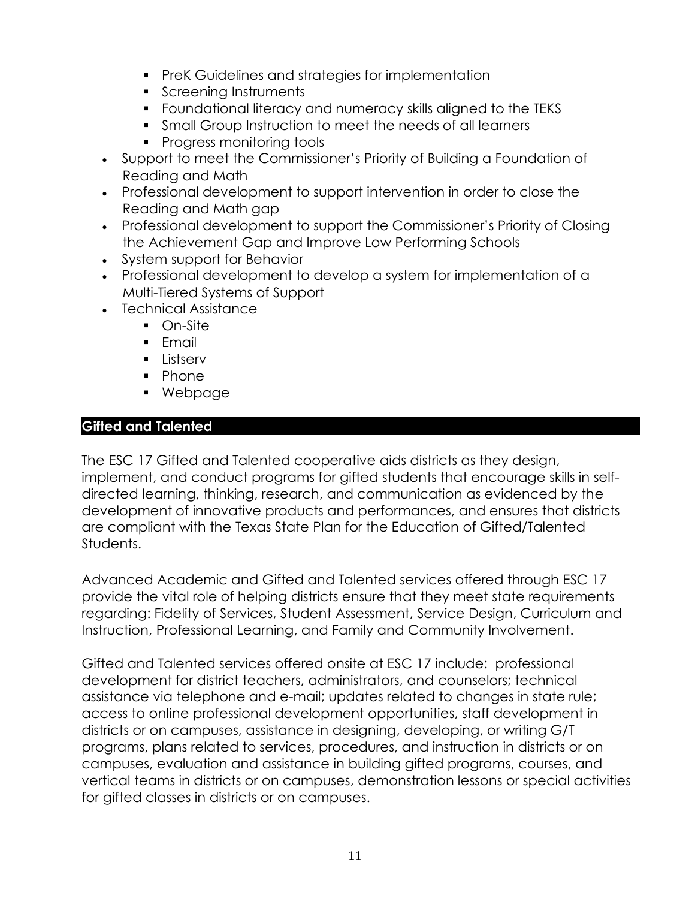- PreK Guidelines and strategies for implementation
    - Screening Instruments
    - Foundational literacy and numeracy skills aligned to the TEKS
    - Small Group Instruction to meet the needs of all learners
    - Progress monitoring tools
- Support to meet the Commissioner's Priority of Building a Foundation of Reading and Math
- Professional development to support intervention in order to close the Reading and Math gap
- Professional development to support the Commissioner's Priority of Closing the Achievement Gap and Improve Low Performing Schools
- System support for Behavior
- Professional development to develop a system for implementation of a Multi-Tiered Systems of Support
- Technical Assistance
    - On-Site
    - Email
    - Listserv
    - Phone
    - Webpage

## Gifted and Talented

The ESC 17 Gifted and Talented cooperative aids districts as they design, implement, and conduct programs for gifted students that encourage skills in self-directed learning, thinking, research, and communication as evidenced by the development of innovative products and performances, and ensures that districts are compliant with the Texas State Plan for the Education of Gifted/Talented Students.

Advanced Academic and Gifted and Talented services offered through ESC 17 provide the vital role of helping districts ensure that they meet state requirements regarding: Fidelity of Services, Student Assessment, Service Design, Curriculum and Instruction, Professional Learning, and Family and Community Involvement.

Gifted and Talented services offered onsite at ESC 17 include: professional development for district teachers, administrators, and counselors; technical assistance via telephone and e-mail; updates related to changes in state rule; access to online professional development opportunities, staff development in districts or on campuses, assistance in designing, developing, or writing G/T programs, plans related to services, procedures, and instruction in districts or on campuses, evaluation and assistance in building gifted programs, courses, and vertical teams in districts or on campuses, demonstration lessons or special activities for gifted classes in districts or on campuses.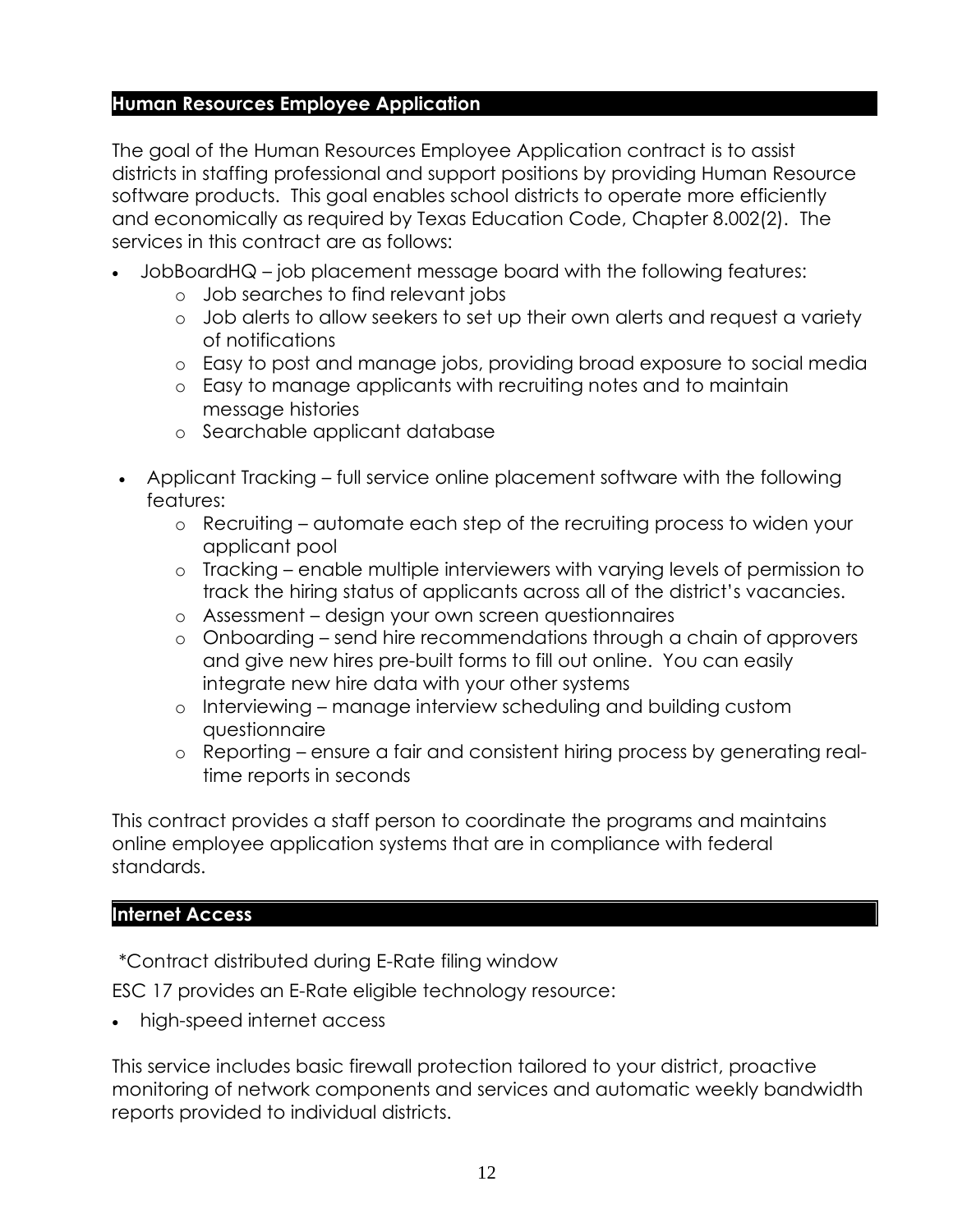## Human Resources Employee Application

The goal of the Human Resources Employee Application contract is to assist districts in staffing professional and support positions by providing Human Resource software products. This goal enables school districts to operate more efficiently and economically as required by Texas Education Code, Chapter 8.002(2). The services in this contract are as follows:

- JobBoardHQ – job placement message board with the following features:
  - Job searches to find relevant jobs
  - Job alerts to allow seekers to set up their own alerts and request a variety of notifications
  - Easy to post and manage jobs, providing broad exposure to social media
  - Easy to manage applicants with recruiting notes and to maintain message histories
  - Searchable applicant database
- Applicant Tracking – full service online placement software with the following features:
  - Recruiting – automate each step of the recruiting process to widen your applicant pool
  - Tracking – enable multiple interviewers with varying levels of permission to track the hiring status of applicants across all of the district's vacancies.
  - Assessment – design your own screen questionnaires
  - Onboarding – send hire recommendations through a chain of approvers and give new hires pre-built forms to fill out online. You can easily integrate new hire data with your other systems
  - Interviewing – manage interview scheduling and building custom questionnaire
  - Reporting – ensure a fair and consistent hiring process by generating real-time reports in seconds

This contract provides a staff person to coordinate the programs and maintains online employee application systems that are in compliance with federal standards.

## Internet Access

*Contract distributed during E-Rate filing window

ESC 17 provides an E-Rate eligible technology resource:

- high-speed internet access

This service includes basic firewall protection tailored to your district, proactive monitoring of network components and services and automatic weekly bandwidth reports provided to individual districts.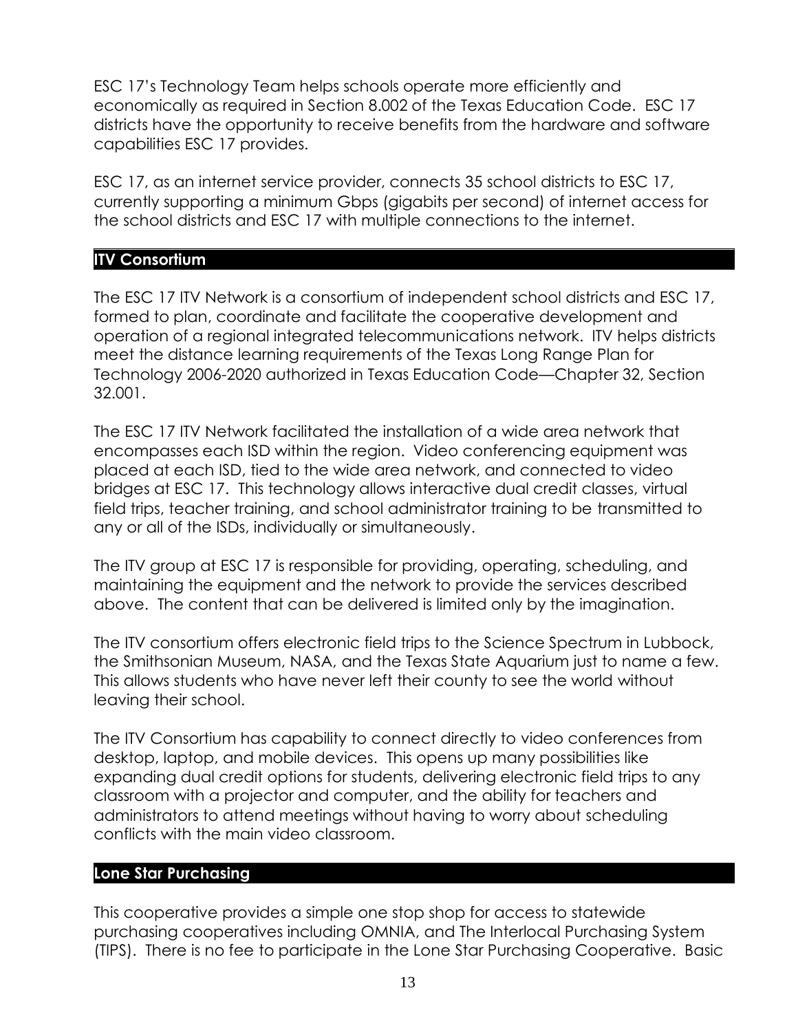ESC 17's Technology Team helps schools operate more efficiently and economically as required in Section 8.002 of the Texas Education Code. ESC 17 districts have the opportunity to receive benefits from the hardware and software capabilities ESC 17 provides.

ESC 17, as an internet service provider, connects 35 school districts to ESC 17, currently supporting a minimum Gbps (gigabits per second) of internet access for the school districts and ESC 17 with multiple connections to the internet.

## ITV Consortium

The ESC 17 ITV Network is a consortium of independent school districts and ESC 17, formed to plan, coordinate and facilitate the cooperative development and operation of a regional integrated telecommunications network. ITV helps districts meet the distance learning requirements of the Texas Long Range Plan for Technology 2006-2020 authorized in Texas Education Code—Chapter 32, Section 32.001.

The ESC 17 ITV Network facilitated the installation of a wide area network that encompasses each ISD within the region. Video conferencing equipment was placed at each ISD, tied to the wide area network, and connected to video bridges at ESC 17. This technology allows interactive dual credit classes, virtual field trips, teacher training, and school administrator training to be transmitted to any or all of the ISDs, individually or simultaneously.

The ITV group at ESC 17 is responsible for providing, operating, scheduling, and maintaining the equipment and the network to provide the services described above. The content that can be delivered is limited only by the imagination.

The ITV consortium offers electronic field trips to the Science Spectrum in Lubbock, the Smithsonian Museum, NASA, and the Texas State Aquarium just to name a few. This allows students who have never left their county to see the world without leaving their school.

The ITV Consortium has capability to connect directly to video conferences from desktop, laptop, and mobile devices. This opens up many possibilities like expanding dual credit options for students, delivering electronic field trips to any classroom with a projector and computer, and the ability for teachers and administrators to attend meetings without having to worry about scheduling conflicts with the main video classroom.

## Lone Star Purchasing

This cooperative provides a simple one stop shop for access to statewide purchasing cooperatives including OMNIA, and The Interlocal Purchasing System (TIPS). There is no fee to participate in the Lone Star Purchasing Cooperative. Basic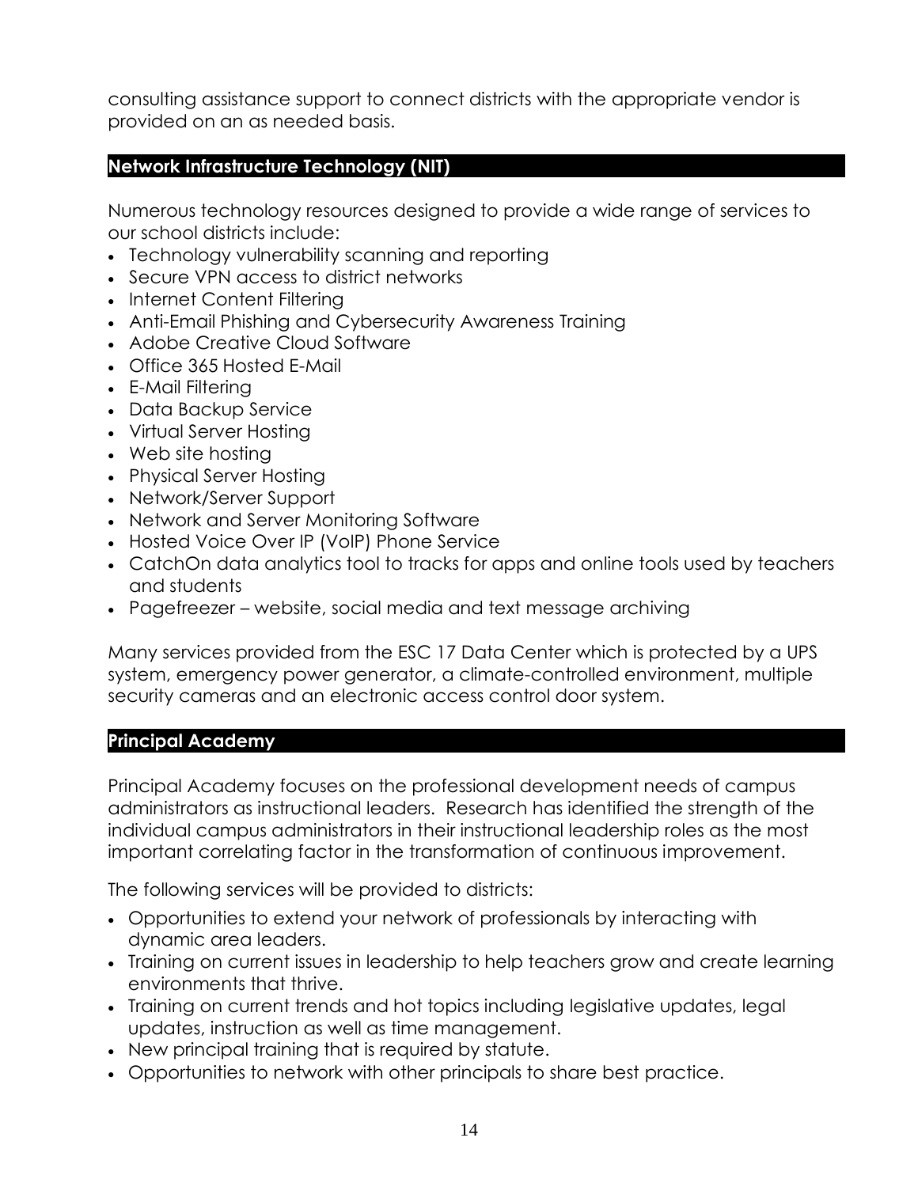consulting assistance support to connect districts with the appropriate vendor is provided on an as needed basis.

## Network Infrastructure Technology (NIT)

Numerous technology resources designed to provide a wide range of services to our school districts include:

- Technology vulnerability scanning and reporting
- Secure VPN access to district networks
- Internet Content Filtering
- Anti-Email Phishing and Cybersecurity Awareness Training
- Adobe Creative Cloud Software
- Office 365 Hosted E-Mail
- E-Mail Filtering
- Data Backup Service
- Virtual Server Hosting
- Web site hosting
- Physical Server Hosting
- Network/Server Support
- Network and Server Monitoring Software
- Hosted Voice Over IP (VoIP) Phone Service
- CatchOn data analytics tool to tracks for apps and online tools used by teachers and students
- Pagefreezer – website, social media and text message archiving

Many services provided from the ESC 17 Data Center which is protected by a UPS system, emergency power generator, a climate-controlled environment, multiple security cameras and an electronic access control door system.

## Principal Academy

Principal Academy focuses on the professional development needs of campus administrators as instructional leaders. Research has identified the strength of the individual campus administrators in their instructional leadership roles as the most important correlating factor in the transformation of continuous improvement.

The following services will be provided to districts:

- Opportunities to extend your network of professionals by interacting with dynamic area leaders.
- Training on current issues in leadership to help teachers grow and create learning environments that thrive.
- Training on current trends and hot topics including legislative updates, legal updates, instruction as well as time management.
- New principal training that is required by statute.
- Opportunities to network with other principals to share best practice.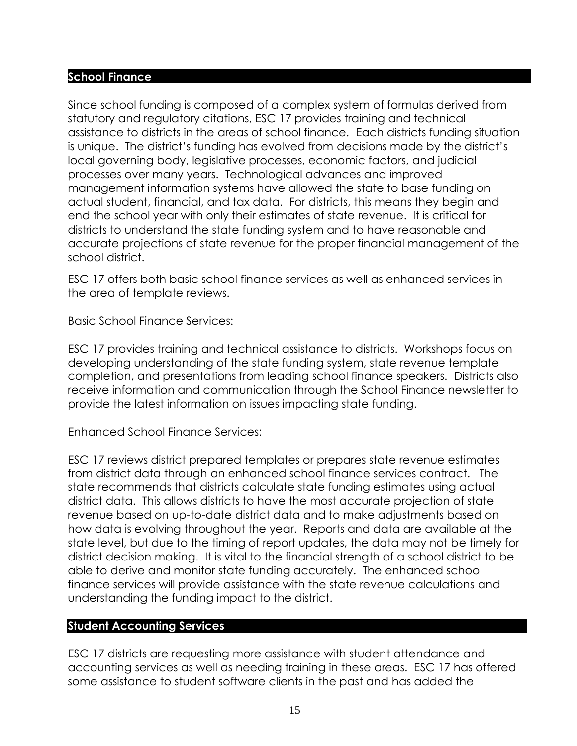## School Finance

Since school funding is composed of a complex system of formulas derived from statutory and regulatory citations, ESC 17 provides training and technical assistance to districts in the areas of school finance. Each districts funding situation is unique. The district's funding has evolved from decisions made by the district's local governing body, legislative processes, economic factors, and judicial processes over many years. Technological advances and improved management information systems have allowed the state to base funding on actual student, financial, and tax data. For districts, this means they begin and end the school year with only their estimates of state revenue. It is critical for districts to understand the state funding system and to have reasonable and accurate projections of state revenue for the proper financial management of the school district.

ESC 17 offers both basic school finance services as well as enhanced services in the area of template reviews.

Basic School Finance Services:

ESC 17 provides training and technical assistance to districts. Workshops focus on developing understanding of the state funding system, state revenue template completion, and presentations from leading school finance speakers. Districts also receive information and communication through the School Finance newsletter to provide the latest information on issues impacting state funding.

Enhanced School Finance Services:

ESC 17 reviews district prepared templates or prepares state revenue estimates from district data through an enhanced school finance services contract. The state recommends that districts calculate state funding estimates using actual district data. This allows districts to have the most accurate projection of state revenue based on up-to-date district data and to make adjustments based on how data is evolving throughout the year. Reports and data are available at the state level, but due to the timing of report updates, the data may not be timely for district decision making. It is vital to the financial strength of a school district to be able to derive and monitor state funding accurately. The enhanced school finance services will provide assistance with the state revenue calculations and understanding the funding impact to the district.

## Student Accounting Services

ESC 17 districts are requesting more assistance with student attendance and accounting services as well as needing training in these areas. ESC 17 has offered some assistance to student software clients in the past and has added the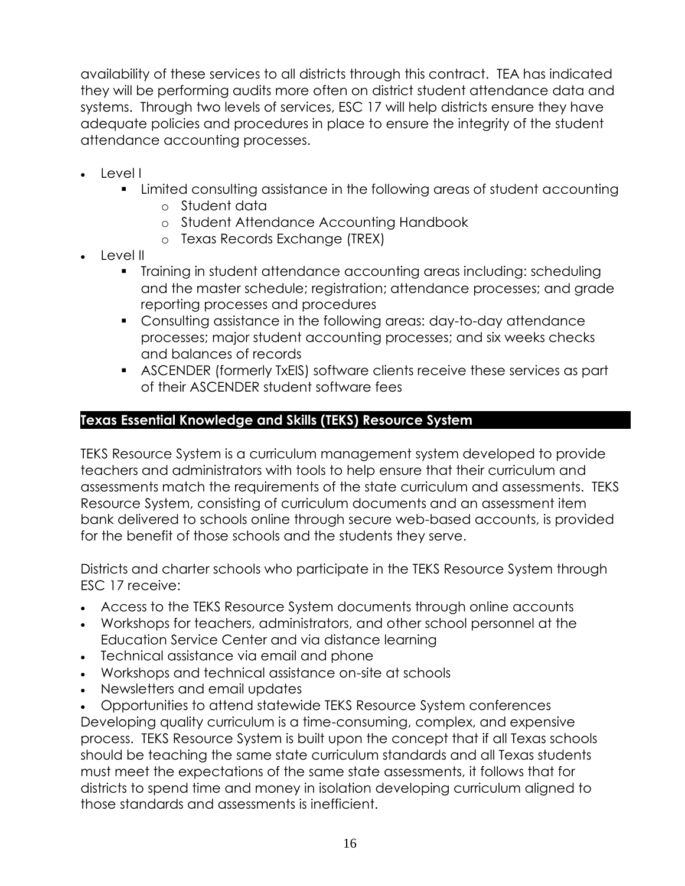availability of these services to all districts through this contract. TEA has indicated they will be performing audits more often on district student attendance data and systems. Through two levels of services, ESC 17 will help districts ensure they have adequate policies and procedures in place to ensure the integrity of the student attendance accounting processes.

- Level I
  - Limited consulting assistance in the following areas of student accounting
    - Student data
    - Student Attendance Accounting Handbook
    - Texas Records Exchange (TREX)
- Level II
  - Training in student attendance accounting areas including: scheduling and the master schedule; registration; attendance processes; and grade reporting processes and procedures
  - Consulting assistance in the following areas: day-to-day attendance processes; major student accounting processes; and six weeks checks and balances of records
  - ASCENDER (formerly TxEIS) software clients receive these services as part of their ASCENDER student software fees

## Texas Essential Knowledge and Skills (TEKS) Resource System

TEKS Resource System is a curriculum management system developed to provide teachers and administrators with tools to help ensure that their curriculum and assessments match the requirements of the state curriculum and assessments. TEKS Resource System, consisting of curriculum documents and an assessment item bank delivered to schools online through secure web-based accounts, is provided for the benefit of those schools and the students they serve.

Districts and charter schools who participate in the TEKS Resource System through ESC 17 receive:

- Access to the TEKS Resource System documents through online accounts
- Workshops for teachers, administrators, and other school personnel at the Education Service Center and via distance learning
- Technical assistance via email and phone
- Workshops and technical assistance on-site at schools
- Newsletters and email updates
- Opportunities to attend statewide TEKS Resource System conferences

Developing quality curriculum is a time-consuming, complex, and expensive process. TEKS Resource System is built upon the concept that if all Texas schools should be teaching the same state curriculum standards and all Texas students must meet the expectations of the same state assessments, it follows that for districts to spend time and money in isolation developing curriculum aligned to those standards and assessments is inefficient.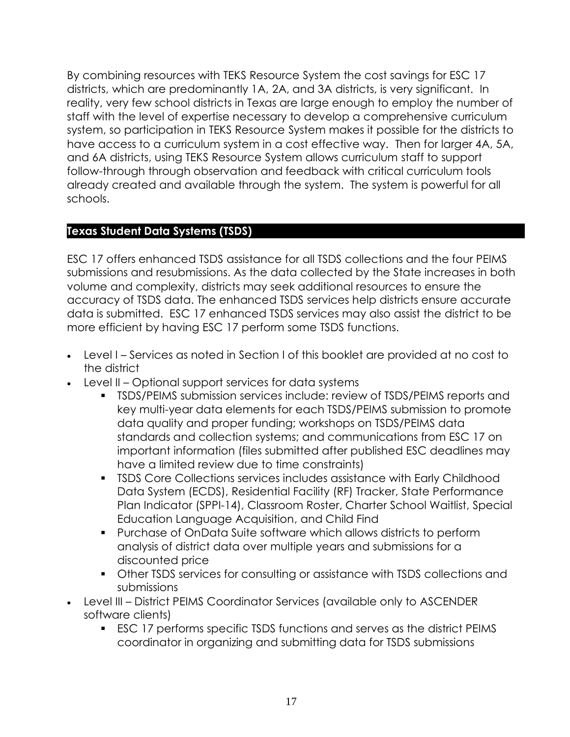By combining resources with TEKS Resource System the cost savings for ESC 17 districts, which are predominantly 1A, 2A, and 3A districts, is very significant. In reality, very few school districts in Texas are large enough to employ the number of staff with the level of expertise necessary to develop a comprehensive curriculum system, so participation in TEKS Resource System makes it possible for the districts to have access to a curriculum system in a cost effective way. Then for larger 4A, 5A, and 6A districts, using TEKS Resource System allows curriculum staff to support follow-through through observation and feedback with critical curriculum tools already created and available through the system. The system is powerful for all schools.

## Texas Student Data Systems (TSDS)

ESC 17 offers enhanced TSDS assistance for all TSDS collections and the four PEIMS submissions and resubmissions. As the data collected by the State increases in both volume and complexity, districts may seek additional resources to ensure the accuracy of TSDS data. The enhanced TSDS services help districts ensure accurate data is submitted. ESC 17 enhanced TSDS services may also assist the district to be more efficient by having ESC 17 perform some TSDS functions.

- Level I – Services as noted in Section I of this booklet are provided at no cost to the district
- Level II – Optional support services for data systems
  - TSDS/PEIMS submission services include: review of TSDS/PEIMS reports and key multi-year data elements for each TSDS/PEIMS submission to promote data quality and proper funding; workshops on TSDS/PEIMS data standards and collection systems; and communications from ESC 17 on important information (files submitted after published ESC deadlines may have a limited review due to time constraints)
  - TSDS Core Collections services includes assistance with Early Childhood Data System (ECDS), Residential Facility (RF) Tracker, State Performance Plan Indicator (SPPI-14), Classroom Roster, Charter School Waitlist, Special Education Language Acquisition, and Child Find
  - Purchase of OnData Suite software which allows districts to perform analysis of district data over multiple years and submissions for a discounted price
  - Other TSDS services for consulting or assistance with TSDS collections and submissions
- Level III – District PEIMS Coordinator Services (available only to ASCENDER software clients)
  - ESC 17 performs specific TSDS functions and serves as the district PEIMS coordinator in organizing and submitting data for TSDS submissions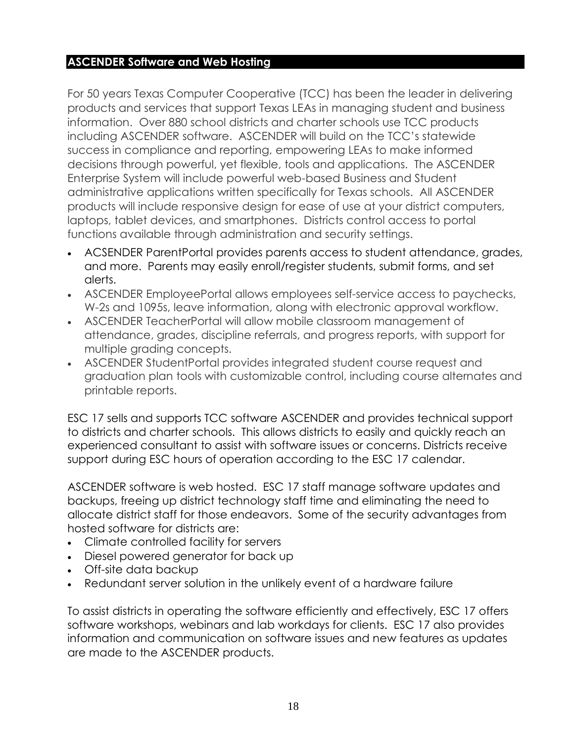## ASCENDER Software and Web Hosting

For 50 years Texas Computer Cooperative (TCC) has been the leader in delivering products and services that support Texas LEAs in managing student and business information. Over 880 school districts and charter schools use TCC products including ASCENDER software. ASCENDER will build on the TCC's statewide success in compliance and reporting, empowering LEAs to make informed decisions through powerful, yet flexible, tools and applications. The ASCENDER Enterprise System will include powerful web-based Business and Student administrative applications written specifically for Texas schools. All ASCENDER products will include responsive design for ease of use at your district computers, laptops, tablet devices, and smartphones. Districts control access to portal functions available through administration and security settings.

- ACSENDER ParentPortal provides parents access to student attendance, grades, and more. Parents may easily enroll/register students, submit forms, and set alerts.
- ASCENDER EmployeePortal allows employees self-service access to paychecks, W-2s and 1095s, leave information, along with electronic approval workflow.
- ASCENDER TeacherPortal will allow mobile classroom management of attendance, grades, discipline referrals, and progress reports, with support for multiple grading concepts.
- ASCENDER StudentPortal provides integrated student course request and graduation plan tools with customizable control, including course alternates and printable reports.

ESC 17 sells and supports TCC software ASCENDER and provides technical support to districts and charter schools. This allows districts to easily and quickly reach an experienced consultant to assist with software issues or concerns. Districts receive support during ESC hours of operation according to the ESC 17 calendar.

ASCENDER software is web hosted. ESC 17 staff manage software updates and backups, freeing up district technology staff time and eliminating the need to allocate district staff for those endeavors. Some of the security advantages from hosted software for districts are:

- Climate controlled facility for servers
- Diesel powered generator for back up
- Off-site data backup
- Redundant server solution in the unlikely event of a hardware failure

To assist districts in operating the software efficiently and effectively, ESC 17 offers software workshops, webinars and lab workdays for clients. ESC 17 also provides information and communication on software issues and new features as updates are made to the ASCENDER products.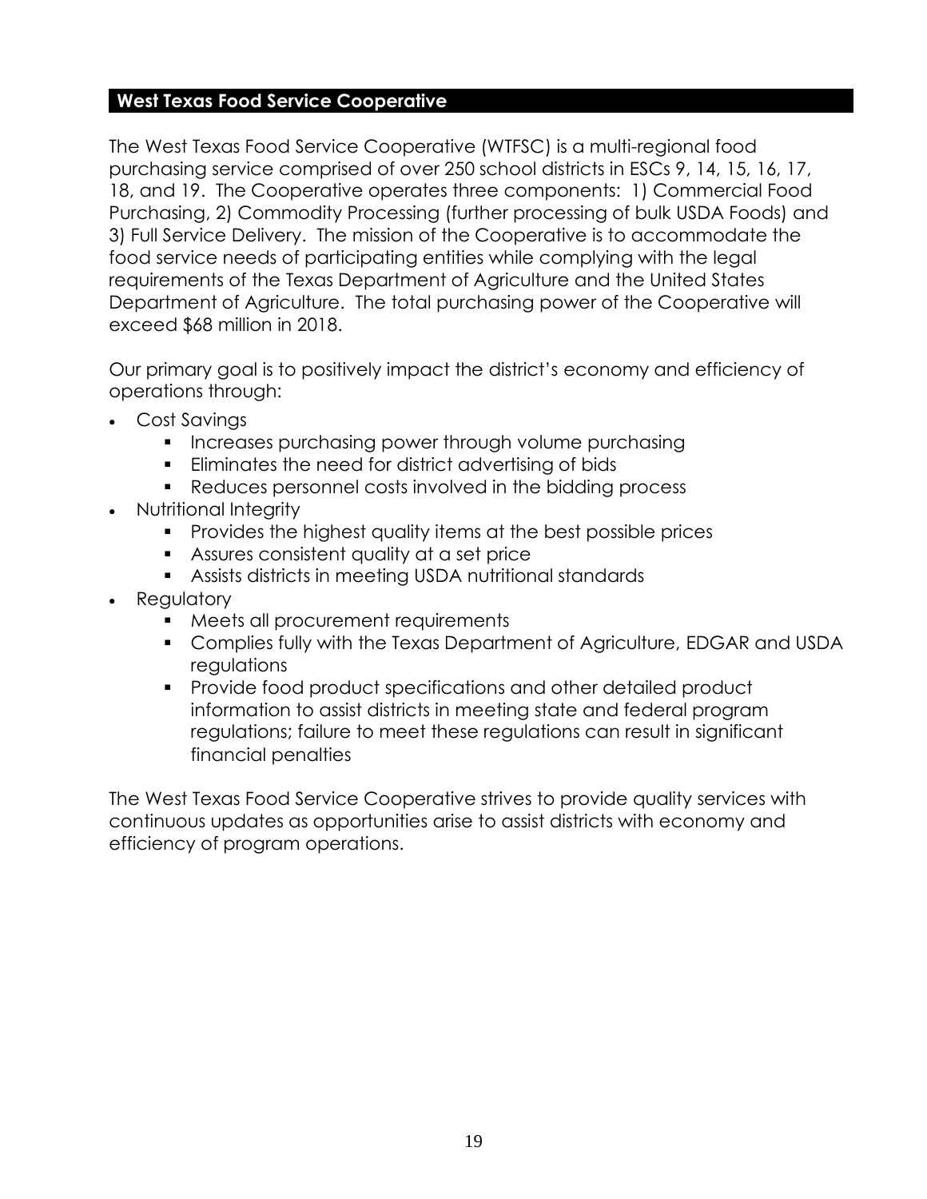## West Texas Food Service Cooperative

The West Texas Food Service Cooperative (WTFSC) is a multi-regional food purchasing service comprised of over 250 school districts in ESCs 9, 14, 15, 16, 17, 18, and 19. The Cooperative operates three components: 1) Commercial Food Purchasing, 2) Commodity Processing (further processing of bulk USDA Foods) and 3) Full Service Delivery. The mission of the Cooperative is to accommodate the food service needs of participating entities while complying with the legal requirements of the Texas Department of Agriculture and the United States Department of Agriculture. The total purchasing power of the Cooperative will exceed $68 million in 2018.

Our primary goal is to positively impact the district's economy and efficiency of operations through:

- Cost Savings
  - Increases purchasing power through volume purchasing
  - Eliminates the need for district advertising of bids
  - Reduces personnel costs involved in the bidding process
- Nutritional Integrity
  - Provides the highest quality items at the best possible prices
  - Assures consistent quality at a set price
  - Assists districts in meeting USDA nutritional standards
- Regulatory
  - Meets all procurement requirements
  - Complies fully with the Texas Department of Agriculture, EDGAR and USDA regulations
  - Provide food product specifications and other detailed product information to assist districts in meeting state and federal program regulations; failure to meet these regulations can result in significant financial penalties

The West Texas Food Service Cooperative strives to provide quality services with continuous updates as opportunities arise to assist districts with economy and efficiency of program operations.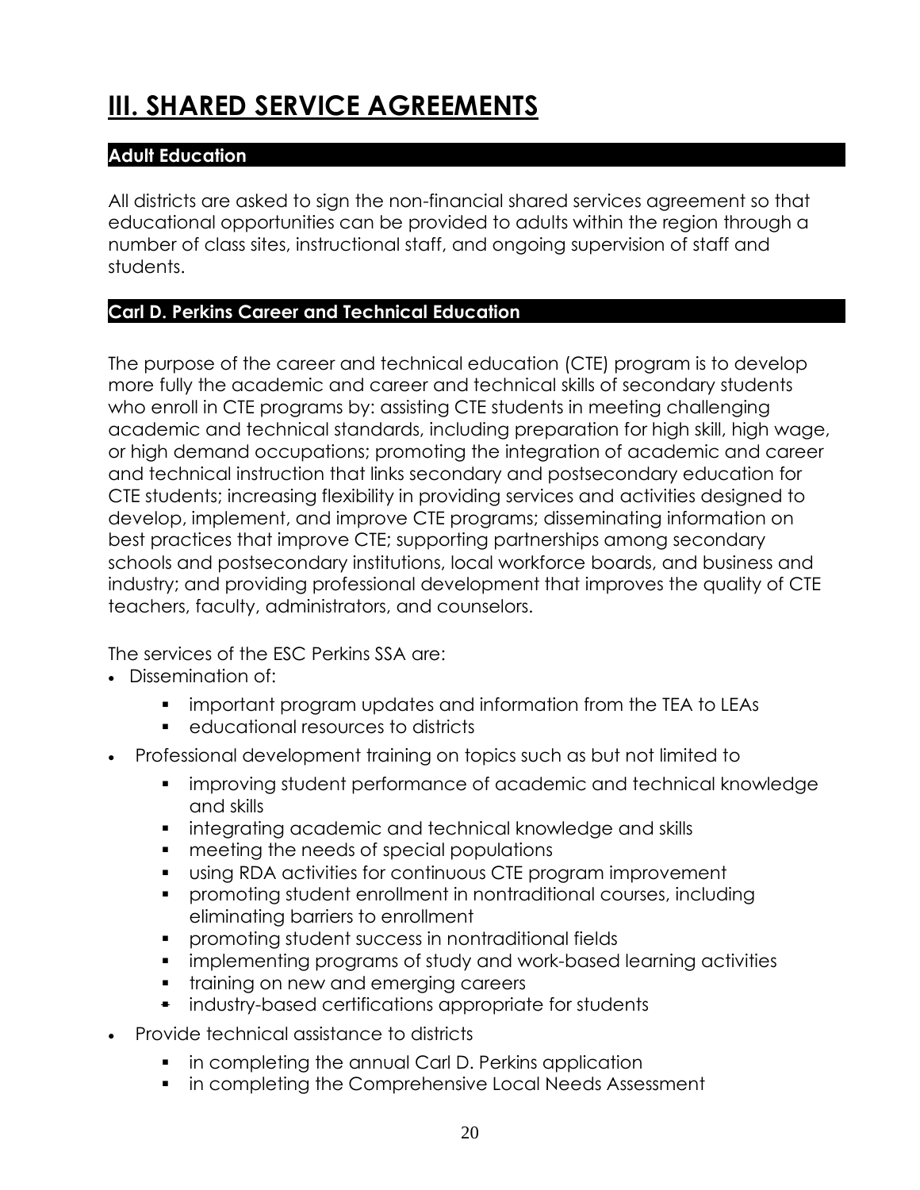# III. SHARED SERVICE AGREEMENTS

## Adult Education

All districts are asked to sign the non-financial shared services agreement so that educational opportunities can be provided to adults within the region through a number of class sites, instructional staff, and ongoing supervision of staff and students.

## Carl D. Perkins Career and Technical Education

The purpose of the career and technical education (CTE) program is to develop more fully the academic and career and technical skills of secondary students who enroll in CTE programs by: assisting CTE students in meeting challenging academic and technical standards, including preparation for high skill, high wage, or high demand occupations; promoting the integration of academic and career and technical instruction that links secondary and postsecondary education for CTE students; increasing flexibility in providing services and activities designed to develop, implement, and improve CTE programs; disseminating information on best practices that improve CTE; supporting partnerships among secondary schools and postsecondary institutions, local workforce boards, and business and industry; and providing professional development that improves the quality of CTE teachers, faculty, administrators, and counselors.

The services of the ESC Perkins SSA are:

- Dissemination of:
  - important program updates and information from the TEA to LEAs
  - educational resources to districts
- Professional development training on topics such as but not limited to
  - improving student performance of academic and technical knowledge and skills
  - integrating academic and technical knowledge and skills
  - meeting the needs of special populations
  - using RDA activities for continuous CTE program improvement
  - promoting student enrollment in nontraditional courses, including eliminating barriers to enrollment
  - promoting student success in nontraditional fields
  - implementing programs of study and work-based learning activities
  - training on new and emerging careers
  - industry-based certifications appropriate for students
- Provide technical assistance to districts
  - in completing the annual Carl D. Perkins application
  - in completing the Comprehensive Local Needs Assessment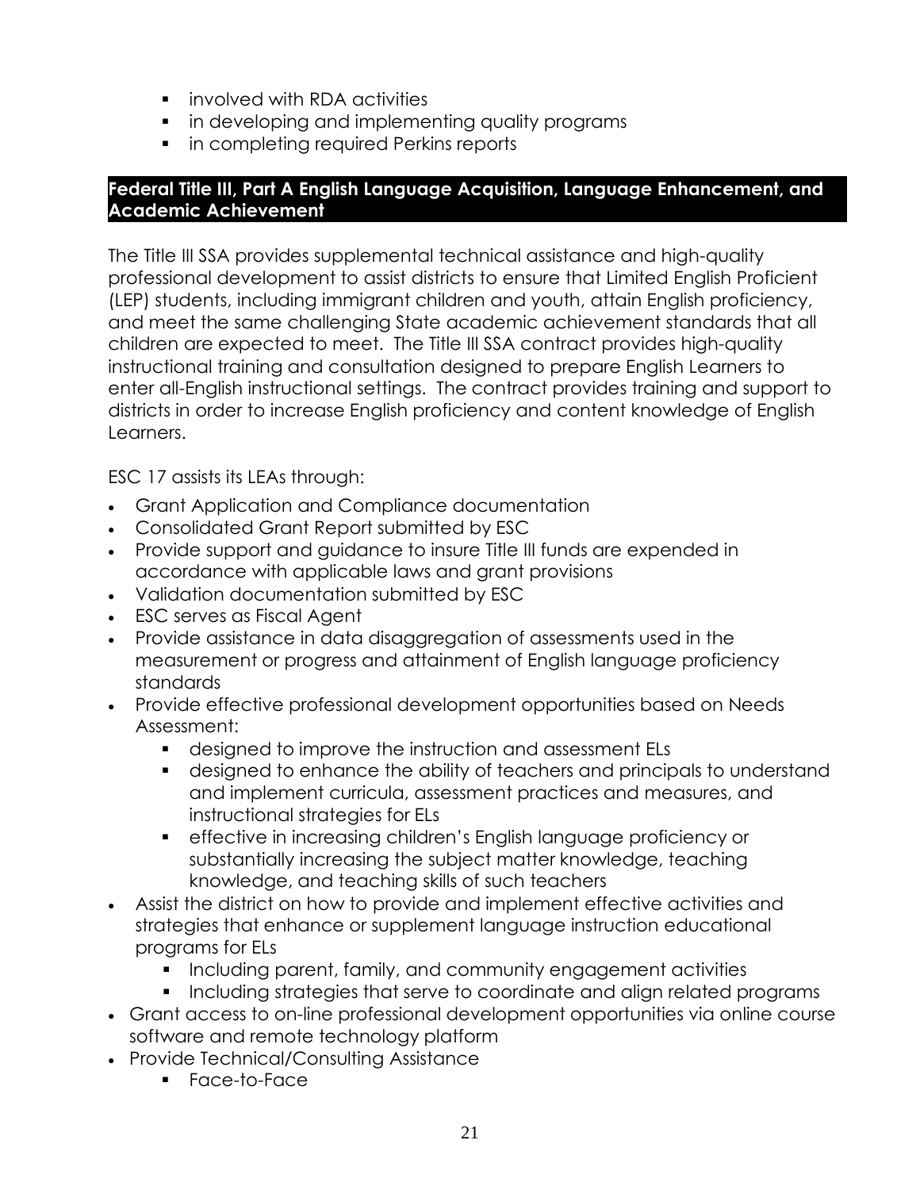- involved with RDA activities
   - in developing and implementing quality programs
   - in completing required Perkins reports

## Federal Title III, Part A English Language Acquisition, Language Enhancement, and Academic Achievement

The Title III SSA provides supplemental technical assistance and high-quality professional development to assist districts to ensure that Limited English Proficient (LEP) students, including immigrant children and youth, attain English proficiency, and meet the same challenging State academic achievement standards that all children are expected to meet. The Title III SSA contract provides high-quality instructional training and consultation designed to prepare English Learners to enter all-English instructional settings. The contract provides training and support to districts in order to increase English proficiency and content knowledge of English Learners.

ESC 17 assists its LEAs through:

- Grant Application and Compliance documentation
- Consolidated Grant Report submitted by ESC
- Provide support and guidance to insure Title III funds are expended in accordance with applicable laws and grant provisions
- Validation documentation submitted by ESC
- ESC serves as Fiscal Agent
- Provide assistance in data disaggregation of assessments used in the measurement or progress and attainment of English language proficiency standards
- Provide effective professional development opportunities based on Needs Assessment:
  - designed to improve the instruction and assessment ELs
  - designed to enhance the ability of teachers and principals to understand and implement curricula, assessment practices and measures, and instructional strategies for ELs
  - effective in increasing children's English language proficiency or substantially increasing the subject matter knowledge, teaching knowledge, and teaching skills of such teachers
- Assist the district on how to provide and implement effective activities and strategies that enhance or supplement language instruction educational programs for ELs
  - Including parent, family, and community engagement activities
  - Including strategies that serve to coordinate and align related programs
- Grant access to on-line professional development opportunities via online course software and remote technology platform
- Provide Technical/Consulting Assistance
  - Face-to-Face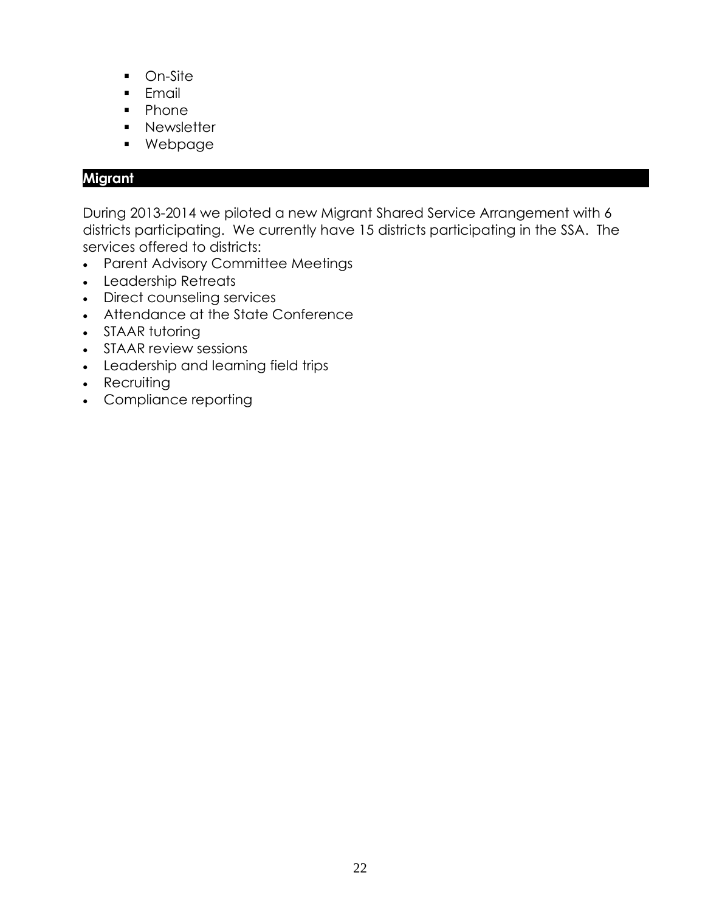- On-Site
- Email
- Phone
- Newsletter
- Webpage

## Migrant

During 2013-2014 we piloted a new Migrant Shared Service Arrangement with 6 districts participating. We currently have 15 districts participating in the SSA. The services offered to districts:

- Parent Advisory Committee Meetings
- Leadership Retreats
- Direct counseling services
- Attendance at the State Conference
- STAAR tutoring
- STAAR review sessions
- Leadership and learning field trips
- Recruiting
- Compliance reporting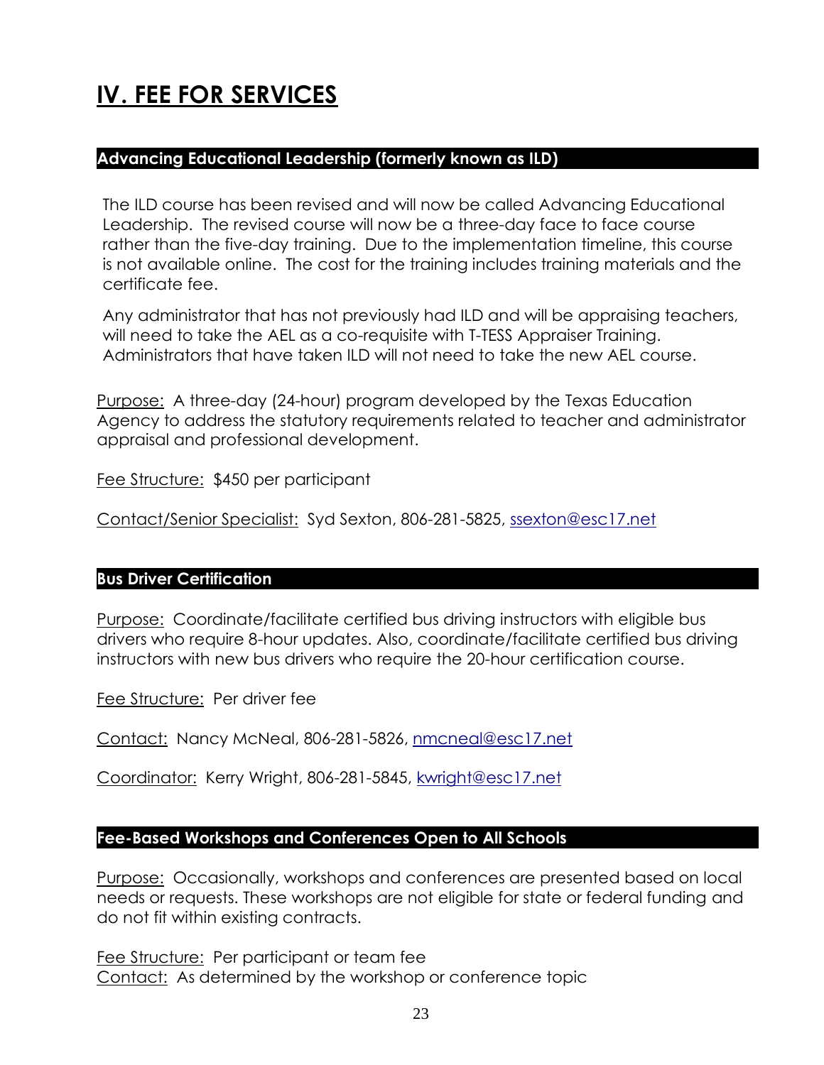# IV. FEE FOR SERVICES

## Advancing Educational Leadership (formerly known as ILD)

The ILD course has been revised and will now be called Advancing Educational Leadership. The revised course will now be a three-day face to face course rather than the five-day training. Due to the implementation timeline, this course is not available online. The cost for the training includes training materials and the certificate fee.

Any administrator that has not previously had ILD and will be appraising teachers, will need to take the AEL as a co-requisite with T-TESS Appraiser Training. Administrators that have taken ILD will not need to take the new AEL course.

Purpose: A three-day (24-hour) program developed by the Texas Education Agency to address the statutory requirements related to teacher and administrator appraisal and professional development.

Fee Structure: $450 per participant

Contact/Senior Specialist: Syd Sexton, 806-281-5825, ssexton@esc17.net

## Bus Driver Certification

Purpose: Coordinate/facilitate certified bus driving instructors with eligible bus drivers who require 8-hour updates. Also, coordinate/facilitate certified bus driving instructors with new bus drivers who require the 20-hour certification course.

Fee Structure: Per driver fee

Contact: Nancy McNeal, 806-281-5826, nmcneal@esc17.net

Coordinator: Kerry Wright, 806-281-5845, kwright@esc17.net

## Fee-Based Workshops and Conferences Open to All Schools

Purpose: Occasionally, workshops and conferences are presented based on local needs or requests. These workshops are not eligible for state or federal funding and do not fit within existing contracts.

Fee Structure: Per participant or team fee
Contact: As determined by the workshop or conference topic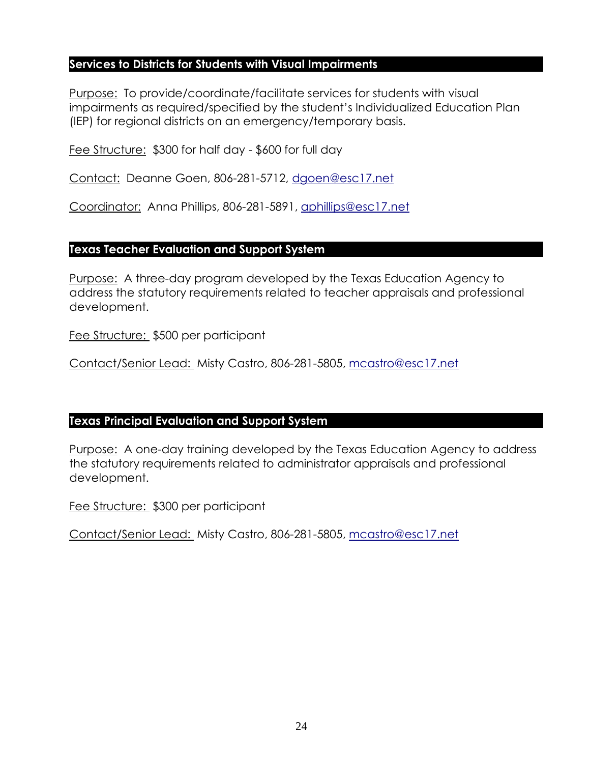## Services to Districts for Students with Visual Impairments

Purpose: To provide/coordinate/facilitate services for students with visual impairments as required/specified by the student's Individualized Education Plan (IEP) for regional districts on an emergency/temporary basis.

Fee Structure: $300 for half day - $600 for full day

Contact: Deanne Goen, 806-281-5712, dgoen@esc17.net

Coordinator: Anna Phillips, 806-281-5891, aphillips@esc17.net

## Texas Teacher Evaluation and Support System

Purpose: A three-day program developed by the Texas Education Agency to address the statutory requirements related to teacher appraisals and professional development.

Fee Structure: $500 per participant

Contact/Senior Lead: Misty Castro, 806-281-5805, mcastro@esc17.net

## Texas Principal Evaluation and Support System

Purpose: A one-day training developed by the Texas Education Agency to address the statutory requirements related to administrator appraisals and professional development.

Fee Structure: $300 per participant

Contact/Senior Lead: Misty Castro, 806-281-5805, mcastro@esc17.net